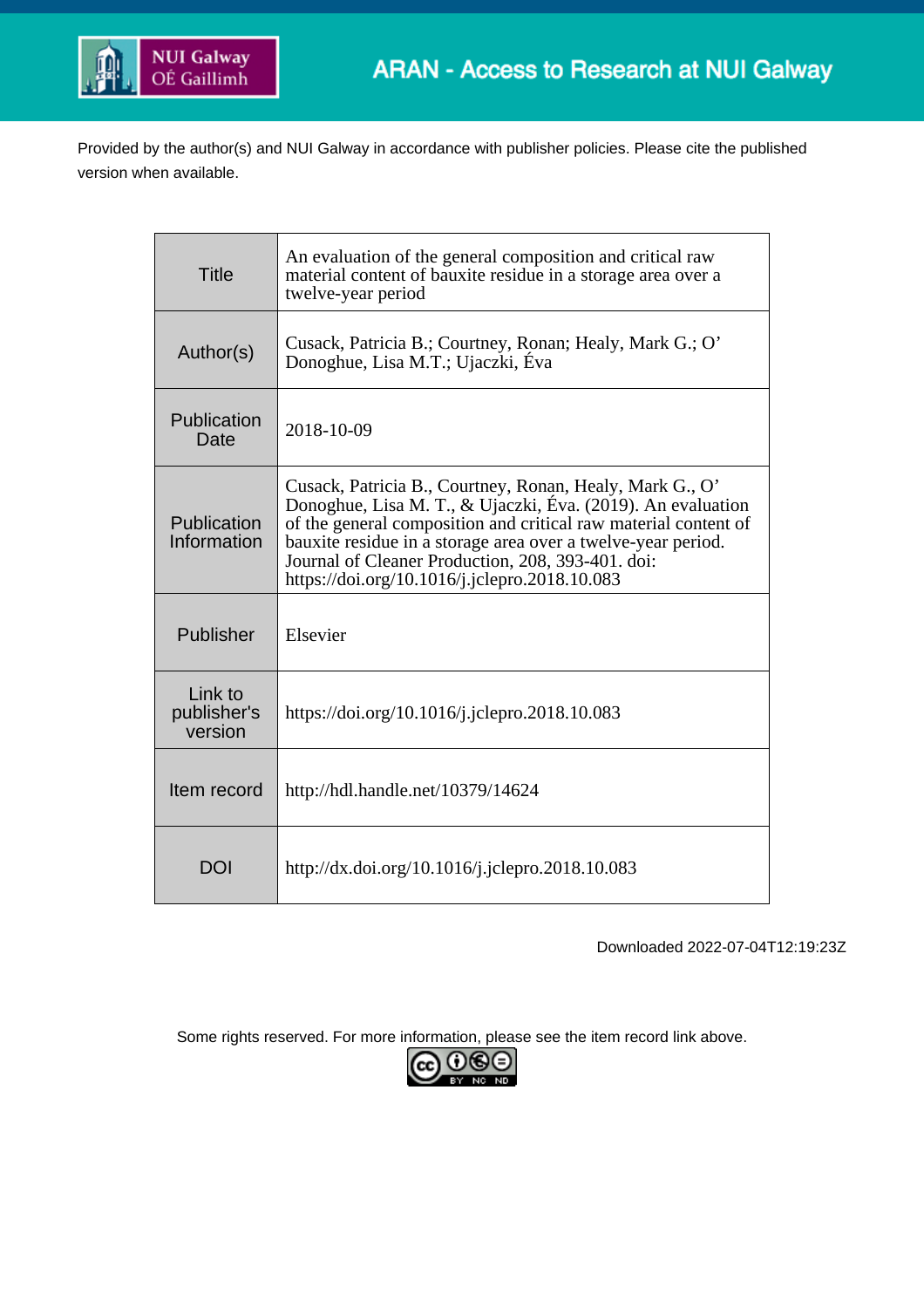Provided by the author(s) and NUI Galway in accordance with publisher policies. Please cite the published version when available.

| Title | An evaluation of the general composition and critical raw material content of bauxite residue in a storage area over a twelve-year period |
|---|---|
| Author(s) | Cusack, Patricia B.; Courtney, Ronan; Healy, Mark G.; O' Donoghue, Lisa M.T.; Ujaczki, Éva |
| Publication Date | 2018-10-09 |
| Publication Information | Cusack, Patricia B., Courtney, Ronan, Healy, Mark G., O' Donoghue, Lisa M. T., & Ujaczki, Éva. (2019). An evaluation of the general composition and critical raw material content of bauxite residue in a storage area over a twelve-year period. Journal of Cleaner Production, 208, 393-401. doi: https://doi.org/10.1016/j.jclepro.2018.10.083 |
| Publisher | Elsevier |
| Link to publisher's version | https://doi.org/10.1016/j.jclepro.2018.10.083 |
| Item record | http://hdl.handle.net/10379/14624 |
| DOI | http://dx.doi.org/10.1016/j.jclepro.2018.10.083 |

Downloaded 2022-07-04T12:19:23Z

Some rights reserved. For more information, please see the item record link above.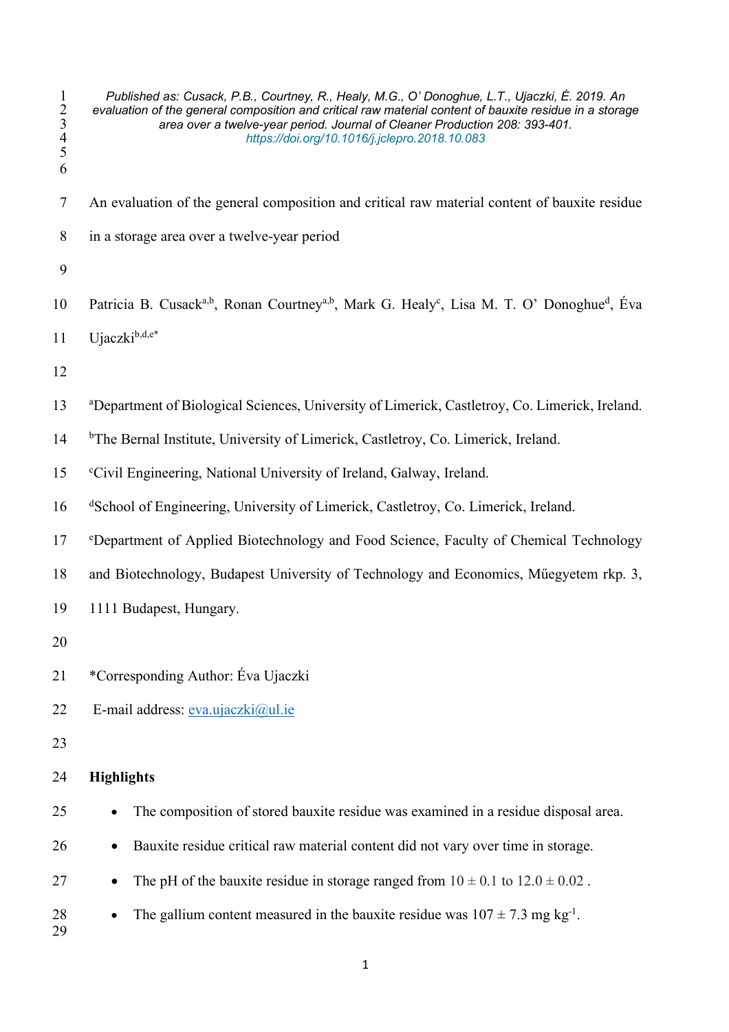*Published as: Cusack, P.B., Courtney, R., Healy, M.G., O' Donoghue, L.T., Ujaczki, É. 2019. An evaluation of the general composition and critical raw material content of bauxite residue in a storage area over a twelve-year period. Journal of Cleaner Production 208: 393-401.*
*https://doi.org/10.1016/j.jclepro.2018.10.083*

# An evaluation of the general composition and critical raw material content of bauxite residue in a storage area over a twelve-year period

Patricia B. Cusack[a,b], Ronan Courtney[a,b], Mark G. Healy[c], Lisa M. T. O' Donoghue[d], Éva Ujaczki[b,d,e*]

[a]Department of Biological Sciences, University of Limerick, Castletroy, Co. Limerick, Ireland.

[b]The Bernal Institute, University of Limerick, Castletroy, Co. Limerick, Ireland.

[c]Civil Engineering, National University of Ireland, Galway, Ireland.

[d]School of Engineering, University of Limerick, Castletroy, Co. Limerick, Ireland.

[e]Department of Applied Biotechnology and Food Science, Faculty of Chemical Technology and Biotechnology, Budapest University of Technology and Economics, Műegyetem rkp. 3, 1111 Budapest, Hungary.

*Corresponding Author: Éva Ujaczki

E-mail address: eva.ujaczki@ul.ie

## Highlights

- The composition of stored bauxite residue was examined in a residue disposal area.
- Bauxite residue critical raw material content did not vary over time in storage.
- The pH of the bauxite residue in storage ranged from $10 \pm 0.1$ to $12.0 \pm 0.02$ .
- The gallium content measured in the bauxite residue was $107 \pm 7.3$ mg kg$^{-1}$.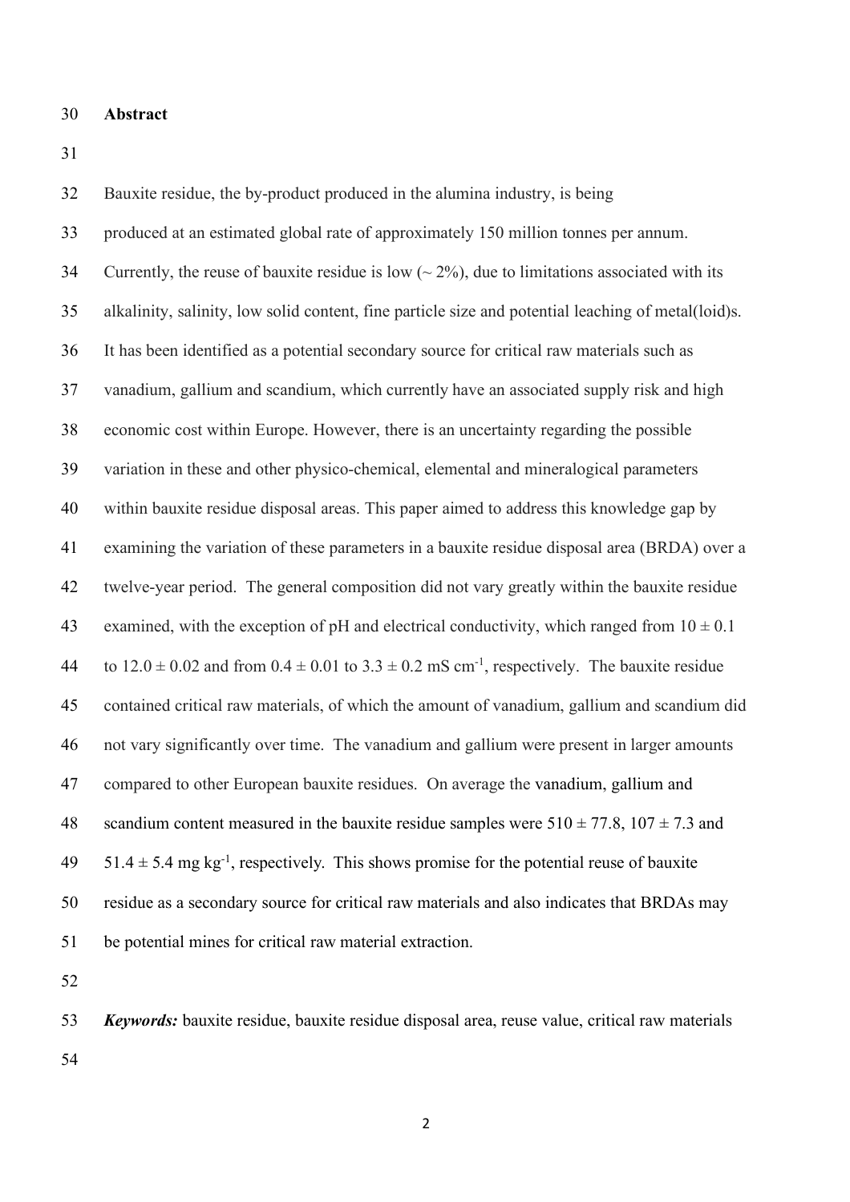## Abstract

Bauxite residue, the by-product produced in the alumina industry, is being produced at an estimated global rate of approximately 150 million tonnes per annum. Currently, the reuse of bauxite residue is low (~ 2%), due to limitations associated with its alkalinity, salinity, low solid content, fine particle size and potential leaching of metal(loid)s. It has been identified as a potential secondary source for critical raw materials such as vanadium, gallium and scandium, which currently have an associated supply risk and high economic cost within Europe. However, there is an uncertainty regarding the possible variation in these and other physico-chemical, elemental and mineralogical parameters within bauxite residue disposal areas. This paper aimed to address this knowledge gap by examining the variation of these parameters in a bauxite residue disposal area (BRDA) over a twelve-year period. The general composition did not vary greatly within the bauxite residue examined, with the exception of pH and electrical conductivity, which ranged from $10 \pm 0.1$ to $12.0 \pm 0.02$ and from $0.4 \pm 0.01$ to $3.3 \pm 0.2$ mS cm$^{-1}$, respectively. The bauxite residue contained critical raw materials, of which the amount of vanadium, gallium and scandium did not vary significantly over time. The vanadium and gallium were present in larger amounts compared to other European bauxite residues. On average the vanadium, gallium and scandium content measured in the bauxite residue samples were $510 \pm 77.8$, $107 \pm 7.3$ and $51.4 \pm 5.4$ mg kg$^{-1}$, respectively. This shows promise for the potential reuse of bauxite residue as a secondary source for critical raw materials and also indicates that BRDAs may be potential mines for critical raw material extraction.

***Keywords:*** bauxite residue, bauxite residue disposal area, reuse value, critical raw materials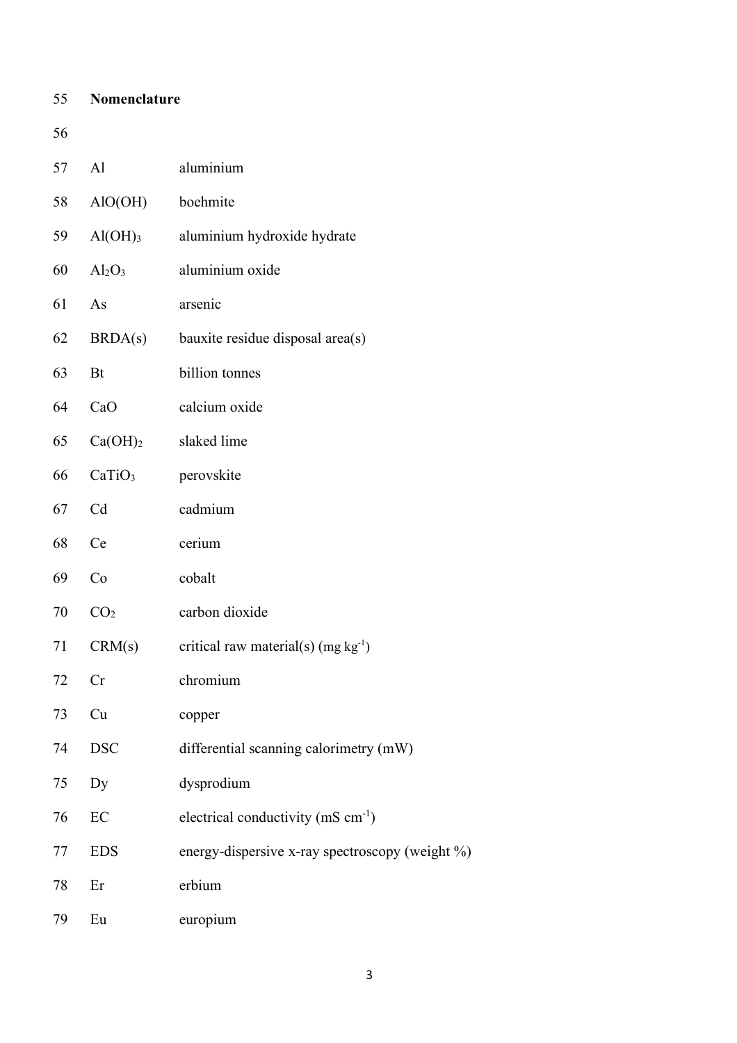## Nomenclature

| | |
|---|---|
| Al | aluminium |
| $AlO(OH)$ | boehmite |
| $Al(OH)_3$ | aluminium hydroxide hydrate |
| $Al_2O_3$ | aluminium oxide |
| As | arsenic |
| BRDA(s) | bauxite residue disposal area(s) |
| Bt | billion tonnes |
| CaO | calcium oxide |
| $Ca(OH)_2$ | slaked lime |
| $CaTiO_3$ | perovskite |
| Cd | cadmium |
| Ce | cerium |
| Co | cobalt |
| $CO_2$ | carbon dioxide |
| CRM(s) | critical raw material(s) (mg $kg^{-1}$) |
| Cr | chromium |
| Cu | copper |
| DSC | differential scanning calorimetry (mW) |
| Dy | dysprodium |
| EC | electrical conductivity (mS $cm^{-1}$) |
| EDS | energy-dispersive x-ray spectroscopy (weight %) |
| Er | erbium |
| Eu | europium |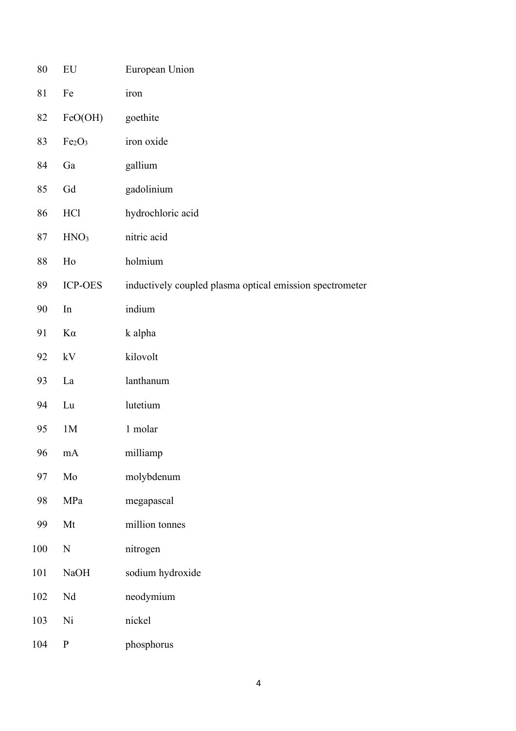| | | |
|---|---|---|
| 80 | EU | European Union |
| 81 | Fe | iron |
| 82 | FeO(OH) | goethite |
| 83 | $Fe_2O_3$ | iron oxide |
| 84 | Ga | gallium |
| 85 | Gd | gadolinium |
| 86 | HCl | hydrochloric acid |
| 87 | $HNO_3$ | nitric acid |
| 88 | Ho | holmium |
| 89 | ICP-OES | inductively coupled plasma optical emission spectrometer |
| 90 | In | indium |
| 91 | Kα | k alpha |
| 92 | kV | kilovolt |
| 93 | La | lanthanum |
| 94 | Lu | lutetium |
| 95 | 1M | 1 molar |
| 96 | mA | milliamp |
| 97 | Mo | molybdenum |
| 98 | MPa | megapascal |
| 99 | Mt | million tonnes |
| 100 | N | nitrogen |
| 101 | NaOH | sodium hydroxide |
| 102 | Nd | neodymium |
| 103 | Ni | nickel |
| 104 | P | phosphorus |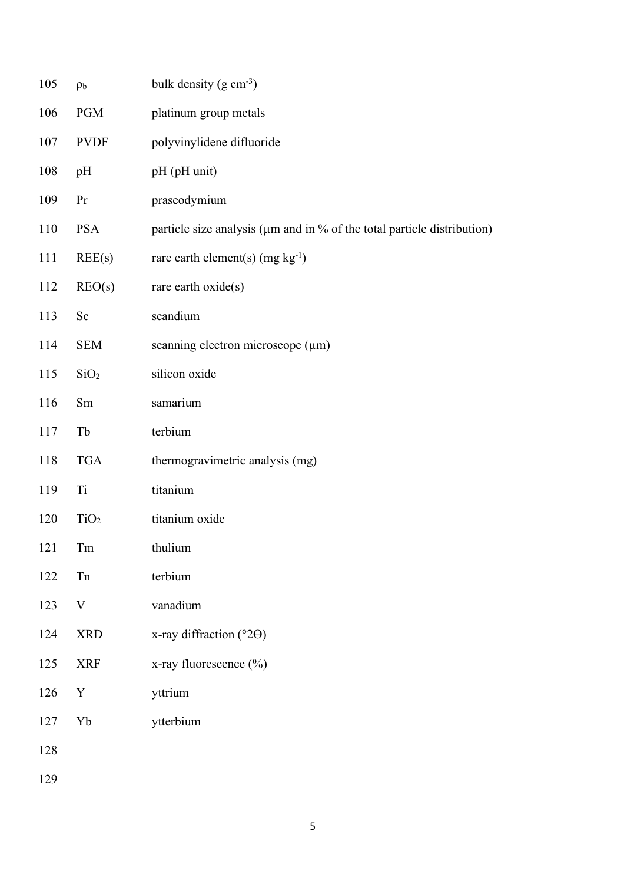| | |
|---|---|
| $\rho_b$ | bulk density (g $cm^{-3}$) |
| PGM | platinum group metals |
| PVDF | polyvinylidene difluoride |
| pH | pH (pH unit) |
| Pr | praseodymium |
| PSA | particle size analysis (μm and in % of the total particle distribution) |
| REE(s) | rare earth element(s) (mg $kg^{-1}$) |
| REO(s) | rare earth oxide(s) |
| Sc | scandium |
| SEM | scanning electron microscope (μm) |
| $SiO_2$ | silicon oxide |
| Sm | samarium |
| Tb | terbium |
| TGA | thermogravimetric analysis (mg) |
| Ti | titanium |
| $TiO_2$ | titanium oxide |
| Tm | thulium |
| Tn | terbium |
| V | vanadium |
| XRD | x-ray diffraction (°2Θ) |
| XRF | x-ray fluorescence (%) |
| Y | yttrium |
| Yb | ytterbium |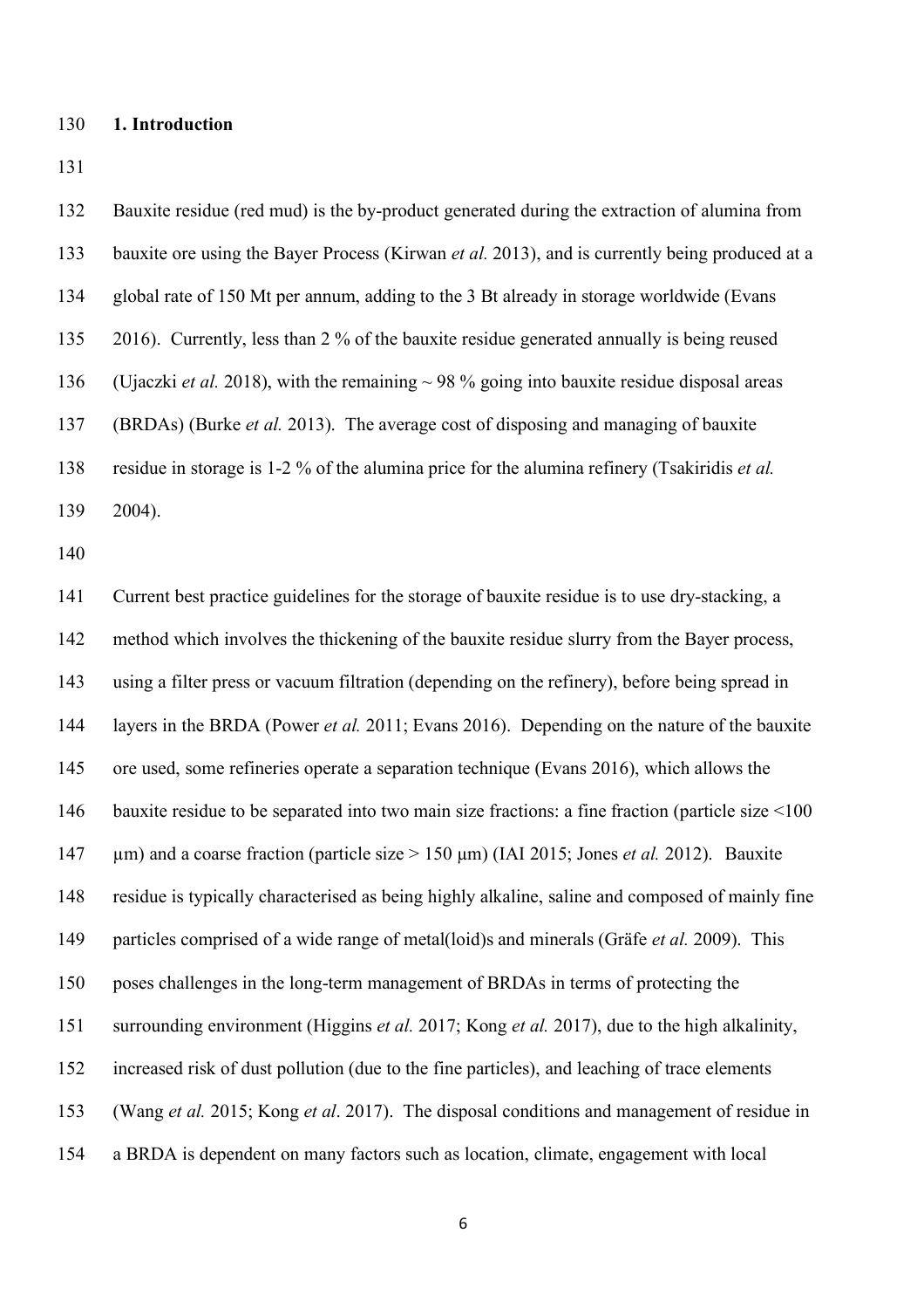## 1. Introduction

Bauxite residue (red mud) is the by-product generated during the extraction of alumina from bauxite ore using the Bayer Process (Kirwan *et al.* 2013), and is currently being produced at a global rate of 150 Mt per annum, adding to the 3 Bt already in storage worldwide (Evans 2016). Currently, less than 2 % of the bauxite residue generated annually is being reused (Ujaczki *et al.* 2018), with the remaining ~ 98 % going into bauxite residue disposal areas (BRDAs) (Burke *et al.* 2013). The average cost of disposing and managing of bauxite residue in storage is 1-2 % of the alumina price for the alumina refinery (Tsakiridis *et al.* 2004).

Current best practice guidelines for the storage of bauxite residue is to use dry-stacking, a method which involves the thickening of the bauxite residue slurry from the Bayer process, using a filter press or vacuum filtration (depending on the refinery), before being spread in layers in the BRDA (Power *et al.* 2011; Evans 2016). Depending on the nature of the bauxite ore used, some refineries operate a separation technique (Evans 2016), which allows the bauxite residue to be separated into two main size fractions: a fine fraction (particle size <100 μm) and a coarse fraction (particle size > 150 μm) (IAI 2015; Jones *et al.* 2012). Bauxite residue is typically characterised as being highly alkaline, saline and composed of mainly fine particles comprised of a wide range of metal(loid)s and minerals (Gräfe *et al.* 2009). This poses challenges in the long-term management of BRDAs in terms of protecting the surrounding environment (Higgins *et al.* 2017; Kong *et al.* 2017), due to the high alkalinity, increased risk of dust pollution (due to the fine particles), and leaching of trace elements (Wang *et al.* 2015; Kong *et al*. 2017). The disposal conditions and management of residue in a BRDA is dependent on many factors such as location, climate, engagement with local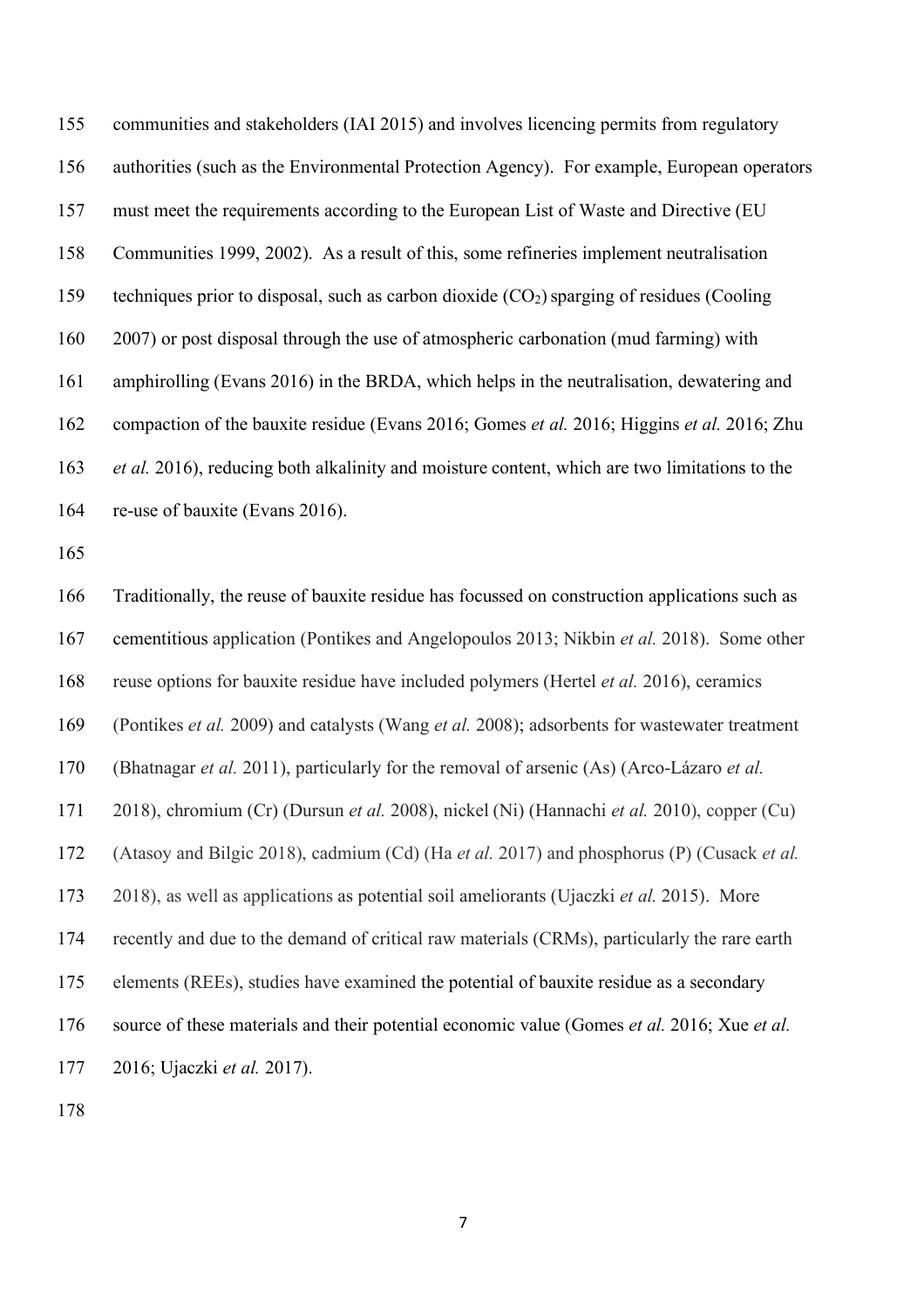communities and stakeholders (IAI 2015) and involves licencing permits from regulatory authorities (such as the Environmental Protection Agency). For example, European operators must meet the requirements according to the European List of Waste and Directive (EU Communities 1999, 2002). As a result of this, some refineries implement neutralisation techniques prior to disposal, such as carbon dioxide ($CO_2$) sparging of residues (Cooling 2007) or post disposal through the use of atmospheric carbonation (mud farming) with amphirolling (Evans 2016) in the BRDA, which helps in the neutralisation, dewatering and compaction of the bauxite residue (Evans 2016; Gomes *et al.* 2016; Higgins *et al.* 2016; Zhu *et al.* 2016), reducing both alkalinity and moisture content, which are two limitations to the re-use of bauxite (Evans 2016).

Traditionally, the reuse of bauxite residue has focussed on construction applications such as cementitious application (Pontikes and Angelopoulos 2013; Nikbin *et al.* 2018). Some other reuse options for bauxite residue have included polymers (Hertel *et al.* 2016), ceramics (Pontikes *et al.* 2009) and catalysts (Wang *et al.* 2008); adsorbents for wastewater treatment (Bhatnagar *et al.* 2011), particularly for the removal of arsenic (As) (Arco-Lázaro *et al.* 2018), chromium (Cr) (Dursun *et al.* 2008), nickel (Ni) (Hannachi *et al.* 2010), copper (Cu) (Atasoy and Bilgic 2018), cadmium (Cd) (Ha *et al.* 2017) and phosphorus (P) (Cusack *et al.* 2018), as well as applications as potential soil ameliorants (Ujaczki *et al.* 2015). More recently and due to the demand of critical raw materials (CRMs), particularly the rare earth elements (REEs), studies have examined the potential of bauxite residue as a secondary source of these materials and their potential economic value (Gomes *et al.* 2016; Xue *et al.* 2016; Ujaczki *et al.* 2017).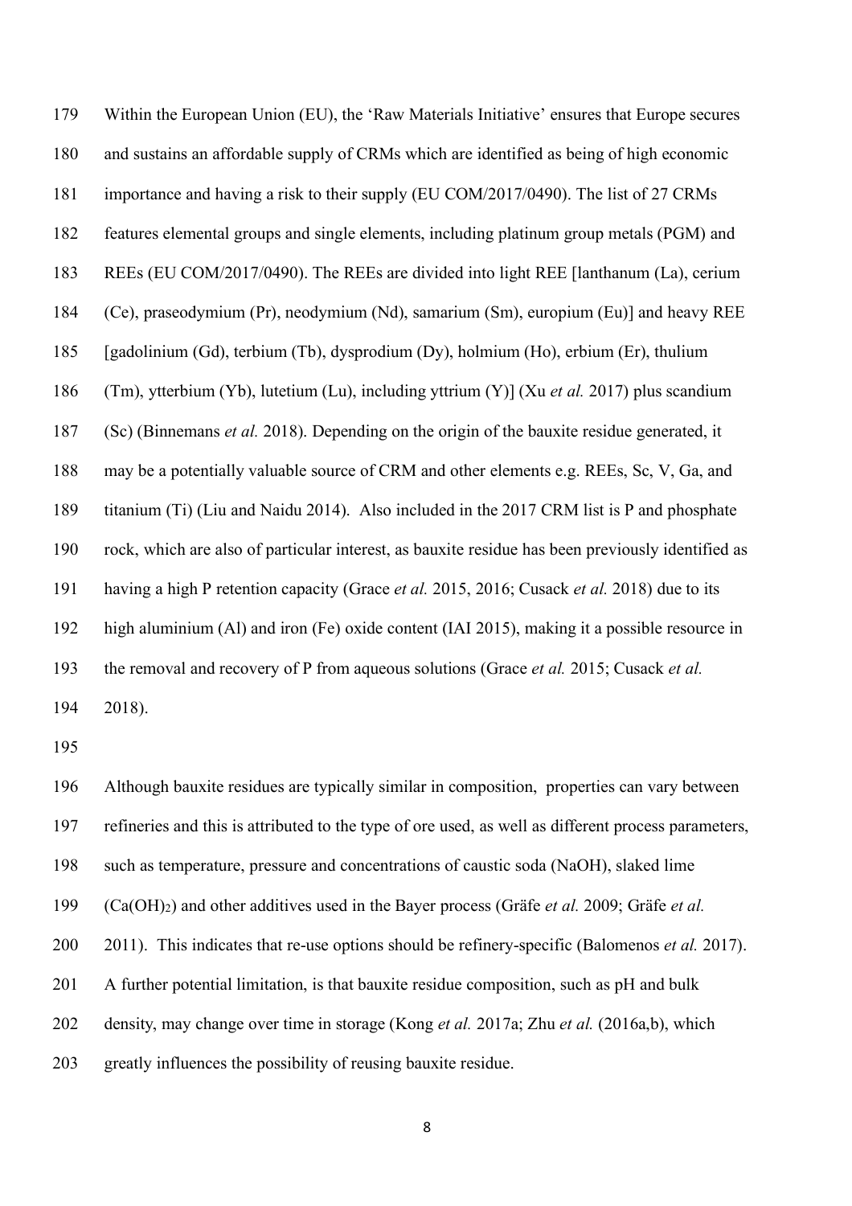Within the European Union (EU), the 'Raw Materials Initiative' ensures that Europe secures and sustains an affordable supply of CRMs which are identified as being of high economic importance and having a risk to their supply (EU COM/2017/0490). The list of 27 CRMs features elemental groups and single elements, including platinum group metals (PGM) and REEs (EU COM/2017/0490). The REEs are divided into light REE [lanthanum (La), cerium (Ce), praseodymium (Pr), neodymium (Nd), samarium (Sm), europium (Eu)] and heavy REE [gadolinium (Gd), terbium (Tb), dysprodium (Dy), holmium (Ho), erbium (Er), thulium (Tm), ytterbium (Yb), lutetium (Lu), including yttrium (Y)] (Xu *et al.* 2017) plus scandium (Sc) (Binnemans *et al.* 2018). Depending on the origin of the bauxite residue generated, it may be a potentially valuable source of CRM and other elements e.g. REEs, Sc, V, Ga, and titanium (Ti) (Liu and Naidu 2014). Also included in the 2017 CRM list is P and phosphate rock, which are also of particular interest, as bauxite residue has been previously identified as having a high P retention capacity (Grace *et al.* 2015, 2016; Cusack *et al.* 2018) due to its high aluminium (Al) and iron (Fe) oxide content (IAI 2015), making it a possible resource in the removal and recovery of P from aqueous solutions (Grace *et al.* 2015; Cusack *et al.* 2018).

Although bauxite residues are typically similar in composition, properties can vary between refineries and this is attributed to the type of ore used, as well as different process parameters, such as temperature, pressure and concentrations of caustic soda (NaOH), slaked lime ($Ca(OH)_2$) and other additives used in the Bayer process (Gräfe *et al.* 2009; Gräfe *et al.* 2011). This indicates that re-use options should be refinery-specific (Balomenos *et al.* 2017). A further potential limitation, is that bauxite residue composition, such as pH and bulk density, may change over time in storage (Kong *et al.* 2017a; Zhu *et al.* (2016a,b), which greatly influences the possibility of reusing bauxite residue.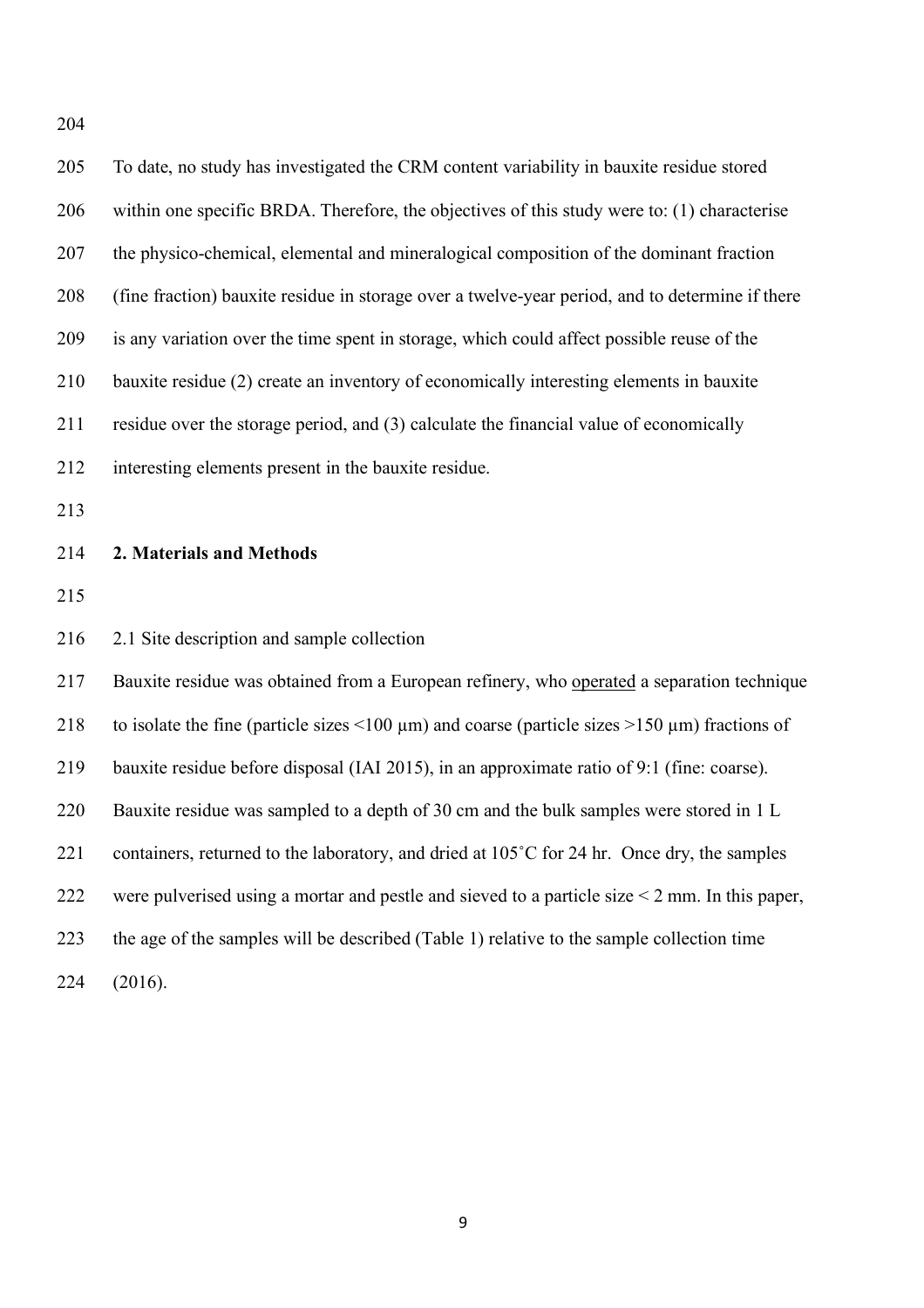To date, no study has investigated the CRM content variability in bauxite residue stored within one specific BRDA. Therefore, the objectives of this study were to: (1) characterise the physico-chemical, elemental and mineralogical composition of the dominant fraction (fine fraction) bauxite residue in storage over a twelve-year period, and to determine if there is any variation over the time spent in storage, which could affect possible reuse of the bauxite residue (2) create an inventory of economically interesting elements in bauxite residue over the storage period, and (3) calculate the financial value of economically interesting elements present in the bauxite residue.

## 2. Materials and Methods

2.1 Site description and sample collection

Bauxite residue was obtained from a European refinery, who operated a separation technique to isolate the fine (particle sizes <100 µm) and coarse (particle sizes >150 µm) fractions of bauxite residue before disposal (IAI 2015), in an approximate ratio of 9:1 (fine: coarse). Bauxite residue was sampled to a depth of 30 cm and the bulk samples were stored in 1 L containers, returned to the laboratory, and dried at 105˚C for 24 hr. Once dry, the samples were pulverised using a mortar and pestle and sieved to a particle size < 2 mm. In this paper, the age of the samples will be described (Table 1) relative to the sample collection time (2016).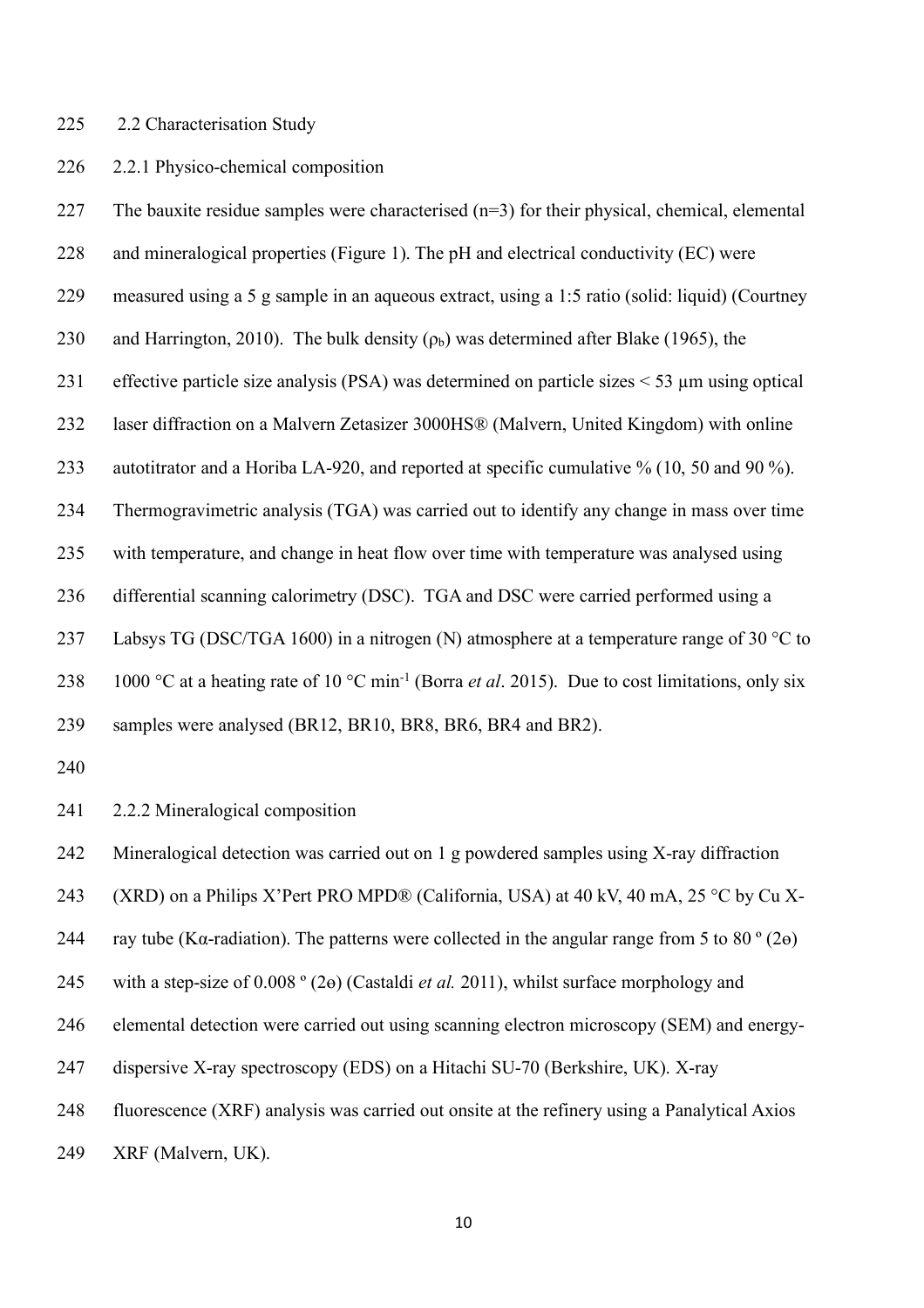## 2.2 Characterisation Study

### 2.2.1 Physico-chemical composition

The bauxite residue samples were characterised (n=3) for their physical, chemical, elemental and mineralogical properties (Figure 1). The pH and electrical conductivity (EC) were measured using a 5 g sample in an aqueous extract, using a 1:5 ratio (solid: liquid) (Courtney and Harrington, 2010). The bulk density ($\rho_b$) was determined after Blake (1965), the effective particle size analysis (PSA) was determined on particle sizes < 53 µm using optical laser diffraction on a Malvern Zetasizer 3000HS® (Malvern, United Kingdom) with online autotitrator and a Horiba LA-920, and reported at specific cumulative % (10, 50 and 90 %). Thermogravimetric analysis (TGA) was carried out to identify any change in mass over time with temperature, and change in heat flow over time with temperature was analysed using differential scanning calorimetry (DSC). TGA and DSC were carried performed using a Labsys TG (DSC/TGA 1600) in a nitrogen (N) atmosphere at a temperature range of 30 °C to 1000 °C at a heating rate of 10 °C min$^{-1}$ (Borra *et al*. 2015). Due to cost limitations, only six samples were analysed (BR12, BR10, BR8, BR6, BR4 and BR2).

### 2.2.2 Mineralogical composition

Mineralogical detection was carried out on 1 g powdered samples using X-ray diffraction (XRD) on a Philips X'Pert PRO MPD® (California, USA) at 40 kV, 40 mA, 25 °C by Cu X-ray tube (Kα-radiation). The patterns were collected in the angular range from 5 to 80 º (2ɵ) with a step-size of 0.008 º (2ɵ) (Castaldi *et al.* 2011), whilst surface morphology and elemental detection were carried out using scanning electron microscopy (SEM) and energy-dispersive X-ray spectroscopy (EDS) on a Hitachi SU-70 (Berkshire, UK). X-ray fluorescence (XRF) analysis was carried out onsite at the refinery using a Panalytical Axios XRF (Malvern, UK).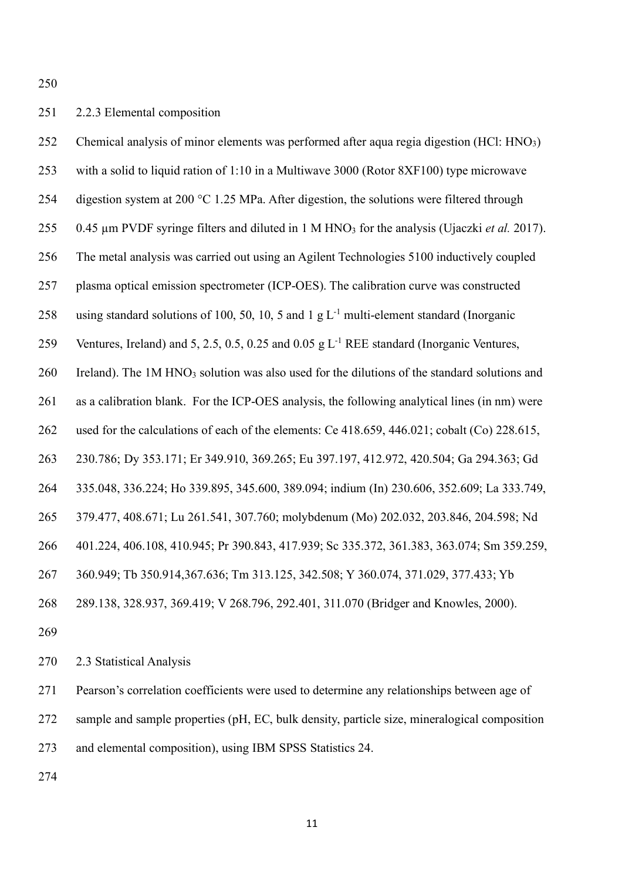### 2.2.3 Elemental composition

Chemical analysis of minor elements was performed after aqua regia digestion (HCl: $HNO_3$) with a solid to liquid ration of 1:10 in a Multiwave 3000 (Rotor 8XF100) type microwave digestion system at 200 °C 1.25 MPa. After digestion, the solutions were filtered through 0.45 µm PVDF syringe filters and diluted in 1 M $HNO_3$ for the analysis (Ujaczki *et al.* 2017). The metal analysis was carried out using an Agilent Technologies 5100 inductively coupled plasma optical emission spectrometer (ICP-OES). The calibration curve was constructed using standard solutions of 100, 50, 10, 5 and 1 g $L^{-1}$ multi-element standard (Inorganic Ventures, Ireland) and 5, 2.5, 0.5, 0.25 and 0.05 g $L^{-1}$ REE standard (Inorganic Ventures, Ireland). The 1M $HNO_3$ solution was also used for the dilutions of the standard solutions and as a calibration blank. For the ICP-OES analysis, the following analytical lines (in nm) were used for the calculations of each of the elements: Ce 418.659, 446.021; cobalt (Co) 228.615, 230.786; Dy 353.171; Er 349.910, 369.265; Eu 397.197, 412.972, 420.504; Ga 294.363; Gd 335.048, 336.224; Ho 339.895, 345.600, 389.094; indium (In) 230.606, 352.609; La 333.749, 379.477, 408.671; Lu 261.541, 307.760; molybdenum (Mo) 202.032, 203.846, 204.598; Nd 401.224, 406.108, 410.945; Pr 390.843, 417.939; Sc 335.372, 361.383, 363.074; Sm 359.259, 360.949; Tb 350.914,367.636; Tm 313.125, 342.508; Y 360.074, 371.029, 377.433; Yb 289.138, 328.937, 369.419; V 268.796, 292.401, 311.070 (Bridger and Knowles, 2000).

## 2.3 Statistical Analysis

Pearson's correlation coefficients were used to determine any relationships between age of sample and sample properties (pH, EC, bulk density, particle size, mineralogical composition and elemental composition), using IBM SPSS Statistics 24.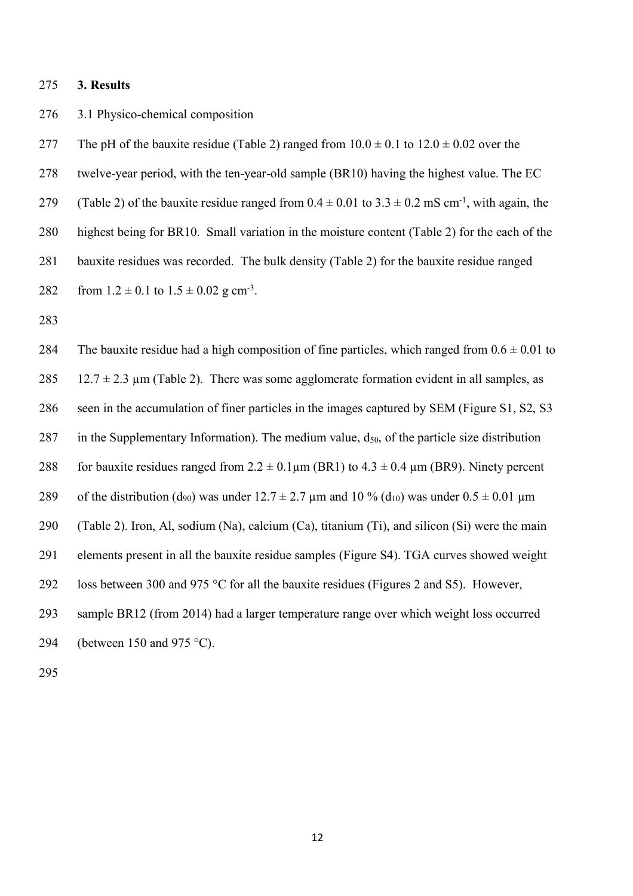# 3. Results

## 3.1 Physico-chemical composition

The pH of the bauxite residue (Table 2) ranged from $10.0 \pm 0.1$ to $12.0 \pm 0.02$ over the twelve-year period, with the ten-year-old sample (BR10) having the highest value. The EC (Table 2) of the bauxite residue ranged from $0.4 \pm 0.01$ to $3.3 \pm 0.2$ mS cm$^{-1}$, with again, the highest being for BR10. Small variation in the moisture content (Table 2) for the each of the bauxite residues was recorded. The bulk density (Table 2) for the bauxite residue ranged from $1.2 \pm 0.1$ to $1.5 \pm 0.02$ g cm$^{-3}$.

The bauxite residue had a high composition of fine particles, which ranged from $0.6 \pm 0.01$ to $12.7 \pm 2.3$ µm (Table 2). There was some agglomerate formation evident in all samples, as seen in the accumulation of finer particles in the images captured by SEM (Figure S1, S2, S3 in the Supplementary Information). The medium value, $d_{50}$, of the particle size distribution for bauxite residues ranged from $2.2 \pm 0.1$µm (BR1) to $4.3 \pm 0.4$ µm (BR9). Ninety percent of the distribution ($d_{90}$) was under $12.7 \pm 2.7$ µm and 10 % ($d_{10}$) was under $0.5 \pm 0.01$ µm (Table 2). Iron, Al, sodium (Na), calcium (Ca), titanium (Ti), and silicon (Si) were the main elements present in all the bauxite residue samples (Figure S4). TGA curves showed weight loss between 300 and 975 °C for all the bauxite residues (Figures 2 and S5). However, sample BR12 (from 2014) had a larger temperature range over which weight loss occurred (between 150 and 975 °C).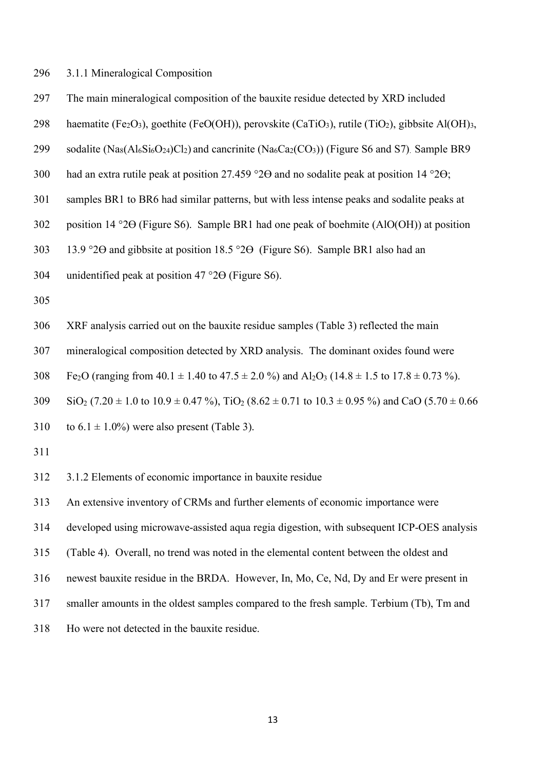### 3.1.1 Mineralogical Composition

The main mineralogical composition of the bauxite residue detected by XRD included haematite ($Fe_2O_3$), goethite ($FeO(OH)$), perovskite ($CaTiO_3$), rutile ($TiO_2$), gibbsite $Al(OH)_3$, sodalite ($Na_8(Al_6Si_6O_{24})Cl_2$) and cancrinite ($Na_6Ca_2(CO_3)$) (Figure S6 and S7). Sample BR9 had an extra rutile peak at position 27.459 °2Ө and no sodalite peak at position 14 °2Ө; samples BR1 to BR6 had similar patterns, but with less intense peaks and sodalite peaks at position 14 °2Ө (Figure S6). Sample BR1 had one peak of boehmite ($AlO(OH)$) at position 13.9 °2Ө and gibbsite at position 18.5 °2Ө (Figure S6). Sample BR1 also had an unidentified peak at position 47 °2Ө (Figure S6).

XRF analysis carried out on the bauxite residue samples (Table 3) reflected the main mineralogical composition detected by XRD analysis. The dominant oxides found were $Fe_2O$ (ranging from 40.1 ± 1.40 to 47.5 ± 2.0 %) and $Al_2O_3$ (14.8 ± 1.5 to 17.8 ± 0.73 %). $SiO_2$ (7.20 ± 1.0 to 10.9 ± 0.47 %), $TiO_2$ (8.62 ± 0.71 to 10.3 ± 0.95 %) and CaO (5.70 ± 0.66 to 6.1 ± 1.0%) were also present (Table 3).

### 3.1.2 Elements of economic importance in bauxite residue

An extensive inventory of CRMs and further elements of economic importance were developed using microwave-assisted aqua regia digestion, with subsequent ICP-OES analysis (Table 4). Overall, no trend was noted in the elemental content between the oldest and newest bauxite residue in the BRDA. However, In, Mo, Ce, Nd, Dy and Er were present in smaller amounts in the oldest samples compared to the fresh sample. Terbium (Tb), Tm and Ho were not detected in the bauxite residue.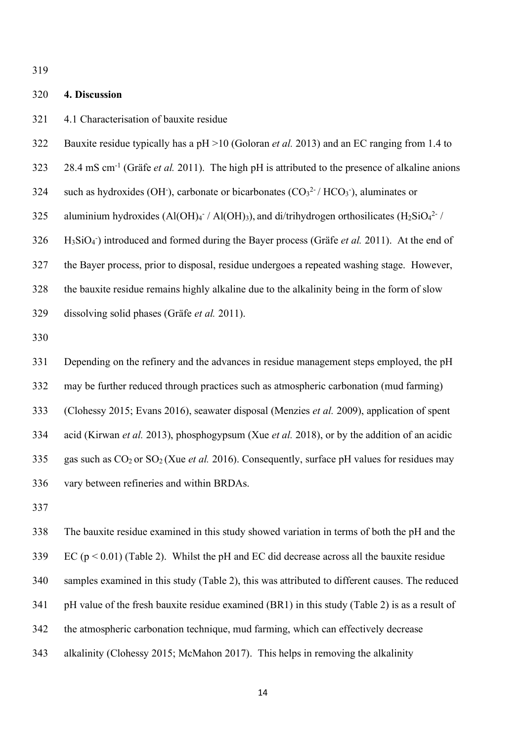## 4. Discussion

### 4.1 Characterisation of bauxite residue

Bauxite residue typically has a pH >10 (Goloran *et al.* 2013) and an EC ranging from 1.4 to 28.4 mS $cm^{-1}$ (Gräfe *et al.* 2011). The high pH is attributed to the presence of alkaline anions such as hydroxides ($OH^-$), carbonate or bicarbonates ($CO_3^{2-}$ / $HCO_3^-$), aluminates or aluminium hydroxides ($Al(OH)_4^-$ / $Al(OH)_3$), and di/trihydrogen orthosilicates ($H_2SiO_4^{2-}$ / $H_3SiO_4^-$) introduced and formed during the Bayer process (Gräfe *et al.* 2011). At the end of the Bayer process, prior to disposal, residue undergoes a repeated washing stage. However, the bauxite residue remains highly alkaline due to the alkalinity being in the form of slow dissolving solid phases (Gräfe *et al.* 2011).

Depending on the refinery and the advances in residue management steps employed, the pH may be further reduced through practices such as atmospheric carbonation (mud farming) (Clohessy 2015; Evans 2016), seawater disposal (Menzies *et al.* 2009), application of spent acid (Kirwan *et al.* 2013), phosphogypsum (Xue *et al.* 2018), or by the addition of an acidic gas such as $CO_2$ or $SO_2$ (Xue *et al.* 2016). Consequently, surface pH values for residues may vary between refineries and within BRDAs.

The bauxite residue examined in this study showed variation in terms of both the pH and the EC ($p < 0.01$) (Table 2). Whilst the pH and EC did decrease across all the bauxite residue samples examined in this study (Table 2), this was attributed to different causes. The reduced pH value of the fresh bauxite residue examined (BR1) in this study (Table 2) is as a result of the atmospheric carbonation technique, mud farming, which can effectively decrease alkalinity (Clohessy 2015; McMahon 2017). This helps in removing the alkalinity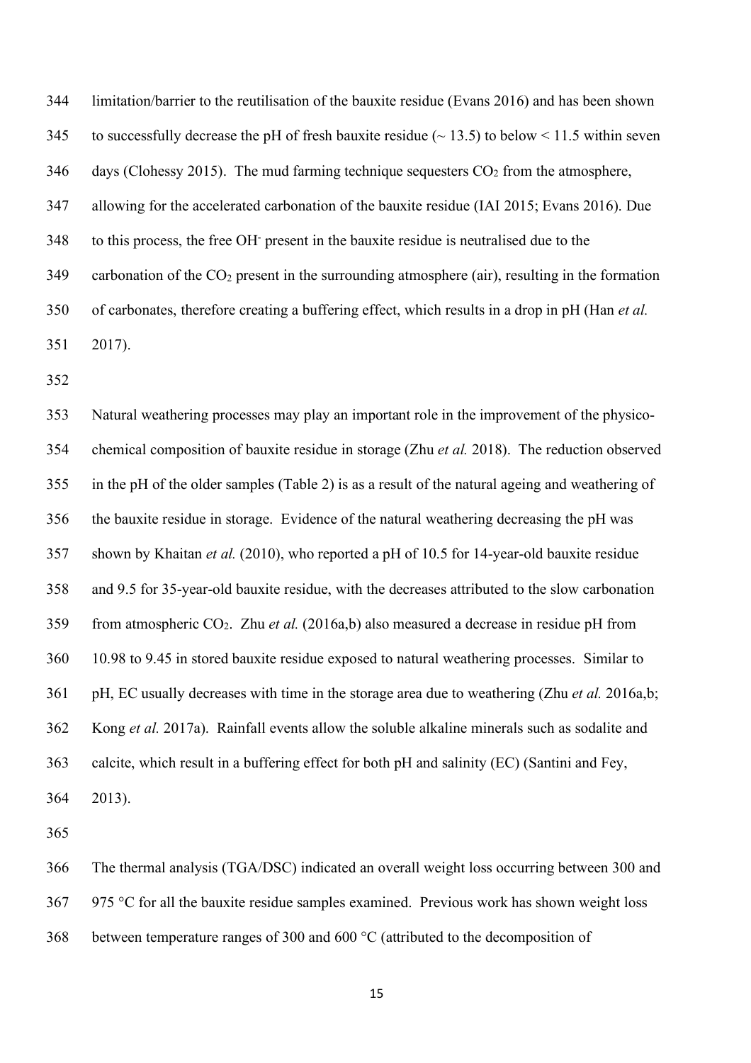limitation/barrier to the reutilisation of the bauxite residue (Evans 2016) and has been shown to successfully decrease the pH of fresh bauxite residue (~ 13.5) to below < 11.5 within seven days (Clohessy 2015). The mud farming technique sequesters $CO_2$ from the atmosphere, allowing for the accelerated carbonation of the bauxite residue (IAI 2015; Evans 2016). Due to this process, the free $OH^-$ present in the bauxite residue is neutralised due to the carbonation of the $CO_2$ present in the surrounding atmosphere (air), resulting in the formation of carbonates, therefore creating a buffering effect, which results in a drop in pH (Han *et al.* 2017).

Natural weathering processes may play an important role in the improvement of the physico-chemical composition of bauxite residue in storage (Zhu *et al.* 2018). The reduction observed in the pH of the older samples (Table 2) is as a result of the natural ageing and weathering of the bauxite residue in storage. Evidence of the natural weathering decreasing the pH was shown by Khaitan *et al.* (2010), who reported a pH of 10.5 for 14-year-old bauxite residue and 9.5 for 35-year-old bauxite residue, with the decreases attributed to the slow carbonation from atmospheric $CO_2$. Zhu *et al.* (2016a,b) also measured a decrease in residue pH from 10.98 to 9.45 in stored bauxite residue exposed to natural weathering processes. Similar to pH, EC usually decreases with time in the storage area due to weathering (Zhu *et al.* 2016a,b; Kong *et al.* 2017a). Rainfall events allow the soluble alkaline minerals such as sodalite and calcite, which result in a buffering effect for both pH and salinity (EC) (Santini and Fey, 2013).

The thermal analysis (TGA/DSC) indicated an overall weight loss occurring between 300 and 975 °C for all the bauxite residue samples examined. Previous work has shown weight loss between temperature ranges of 300 and 600 °C (attributed to the decomposition of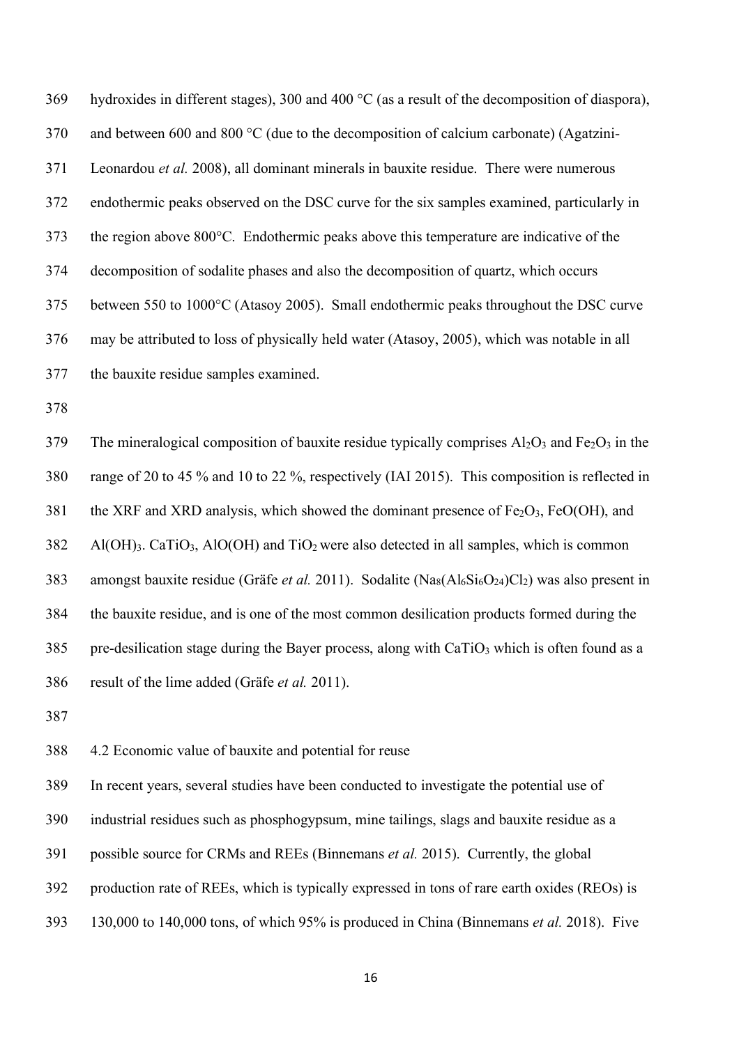hydroxides in different stages), 300 and 400 °C (as a result of the decomposition of diaspora), and between 600 and 800 °C (due to the decomposition of calcium carbonate) (Agatzini-Leonardou *et al.* 2008), all dominant minerals in bauxite residue. There were numerous endothermic peaks observed on the DSC curve for the six samples examined, particularly in the region above 800°C. Endothermic peaks above this temperature are indicative of the decomposition of sodalite phases and also the decomposition of quartz, which occurs between 550 to 1000°C (Atasoy 2005). Small endothermic peaks throughout the DSC curve may be attributed to loss of physically held water (Atasoy, 2005), which was notable in all the bauxite residue samples examined.

The mineralogical composition of bauxite residue typically comprises $Al_2O_3$ and $Fe_2O_3$ in the range of 20 to 45 % and 10 to 22 %, respectively (IAI 2015). This composition is reflected in the XRF and XRD analysis, which showed the dominant presence of $Fe_2O_3$, $FeO(OH)$, and $Al(OH)_3$. $CaTiO_3$, $AlO(OH)$ and $TiO_2$ were also detected in all samples, which is common amongst bauxite residue (Gräfe *et al.* 2011). Sodalite ($Na_8(Al_6Si_6O_{24})Cl_2$) was also present in the bauxite residue, and is one of the most common desilication products formed during the pre-desilication stage during the Bayer process, along with $CaTiO_3$ which is often found as a result of the lime added (Gräfe *et al.* 2011).

4.2 Economic value of bauxite and potential for reuse

In recent years, several studies have been conducted to investigate the potential use of industrial residues such as phosphogypsum, mine tailings, slags and bauxite residue as a possible source for CRMs and REEs (Binnemans *et al.* 2015). Currently, the global production rate of REEs, which is typically expressed in tons of rare earth oxides (REOs) is 130,000 to 140,000 tons, of which 95% is produced in China (Binnemans *et al.* 2018). Five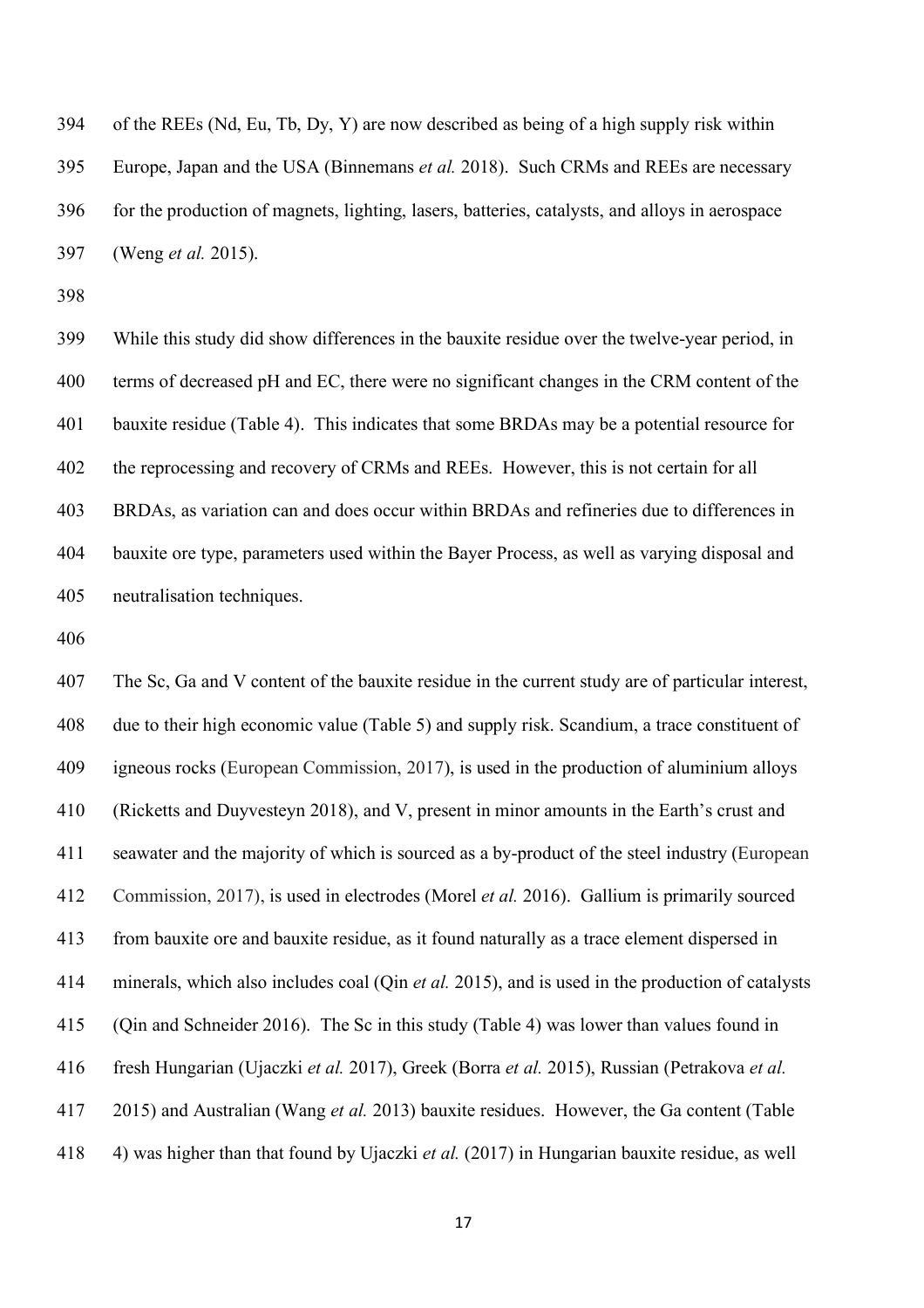of the REEs (Nd, Eu, Tb, Dy, Y) are now described as being of a high supply risk within Europe, Japan and the USA (Binnemans *et al.* 2018). Such CRMs and REEs are necessary for the production of magnets, lighting, lasers, batteries, catalysts, and alloys in aerospace (Weng *et al.* 2015).

While this study did show differences in the bauxite residue over the twelve-year period, in terms of decreased pH and EC, there were no significant changes in the CRM content of the bauxite residue (Table 4). This indicates that some BRDAs may be a potential resource for the reprocessing and recovery of CRMs and REEs. However, this is not certain for all BRDAs, as variation can and does occur within BRDAs and refineries due to differences in bauxite ore type, parameters used within the Bayer Process, as well as varying disposal and neutralisation techniques.

The Sc, Ga and V content of the bauxite residue in the current study are of particular interest, due to their high economic value (Table 5) and supply risk. Scandium, a trace constituent of igneous rocks (European Commission, 2017), is used in the production of aluminium alloys (Ricketts and Duyvesteyn 2018), and V, present in minor amounts in the Earth's crust and seawater and the majority of which is sourced as a by-product of the steel industry (European Commission, 2017), is used in electrodes (Morel *et al.* 2016). Gallium is primarily sourced from bauxite ore and bauxite residue, as it found naturally as a trace element dispersed in minerals, which also includes coal (Qin *et al.* 2015), and is used in the production of catalysts (Qin and Schneider 2016). The Sc in this study (Table 4) was lower than values found in fresh Hungarian (Ujaczki *et al.* 2017), Greek (Borra *et al.* 2015), Russian (Petrakova *et al.* 2015) and Australian (Wang *et al.* 2013) bauxite residues. However, the Ga content (Table 4) was higher than that found by Ujaczki *et al.* (2017) in Hungarian bauxite residue, as well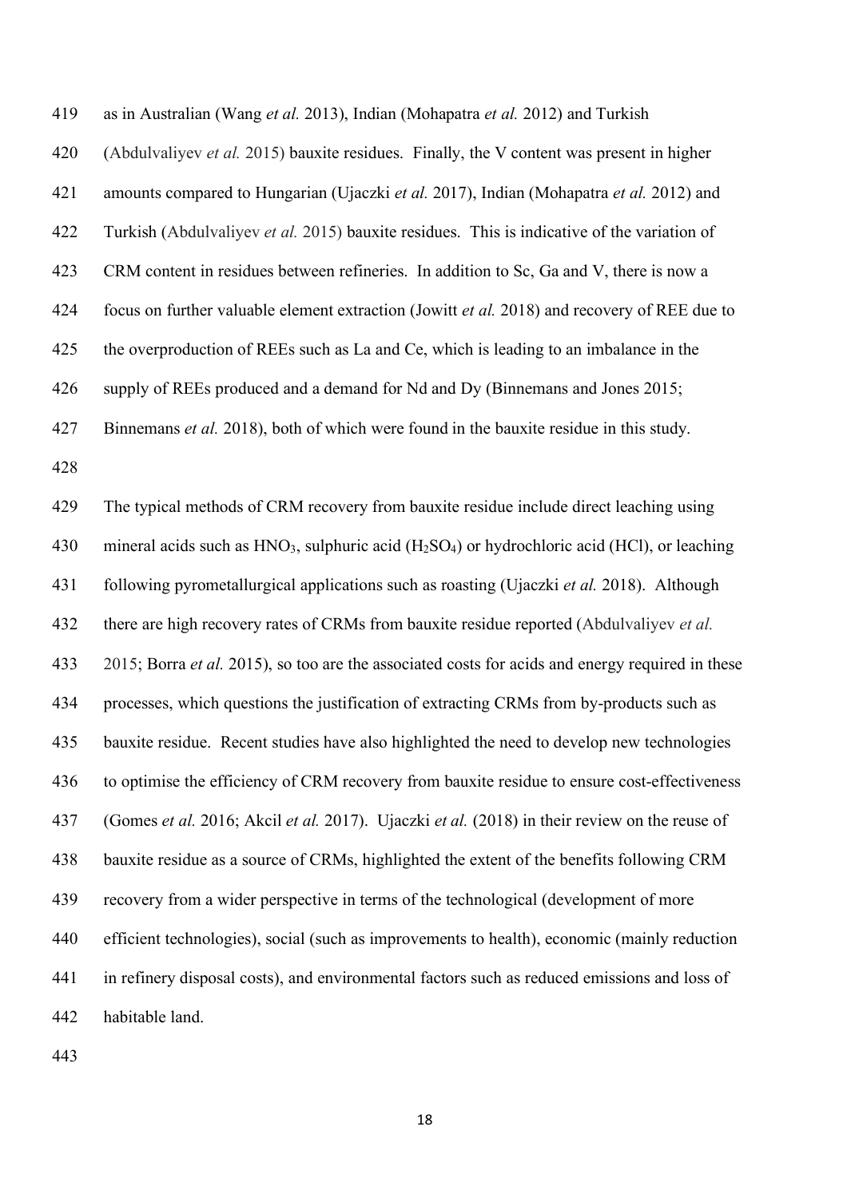as in Australian (Wang *et al.* 2013), Indian (Mohapatra *et al.* 2012) and Turkish (Abdulvaliyev *et al.* 2015) bauxite residues. Finally, the V content was present in higher amounts compared to Hungarian (Ujaczki *et al.* 2017), Indian (Mohapatra *et al.* 2012) and Turkish (Abdulvaliyev *et al.* 2015) bauxite residues. This is indicative of the variation of CRM content in residues between refineries. In addition to Sc, Ga and V, there is now a focus on further valuable element extraction (Jowitt *et al.* 2018) and recovery of REE due to the overproduction of REEs such as La and Ce, which is leading to an imbalance in the supply of REEs produced and a demand for Nd and Dy (Binnemans and Jones 2015; Binnemans *et al.* 2018), both of which were found in the bauxite residue in this study.

The typical methods of CRM recovery from bauxite residue include direct leaching using mineral acids such as $HNO_3$, sulphuric acid ($H_2SO_4$) or hydrochloric acid (HCl), or leaching following pyrometallurgical applications such as roasting (Ujaczki *et al.* 2018). Although there are high recovery rates of CRMs from bauxite residue reported (Abdulvaliyev *et al.* 2015; Borra *et al.* 2015), so too are the associated costs for acids and energy required in these processes, which questions the justification of extracting CRMs from by-products such as bauxite residue. Recent studies have also highlighted the need to develop new technologies to optimise the efficiency of CRM recovery from bauxite residue to ensure cost-effectiveness (Gomes *et al.* 2016; Akcil *et al.* 2017). Ujaczki *et al.* (2018) in their review on the reuse of bauxite residue as a source of CRMs, highlighted the extent of the benefits following CRM recovery from a wider perspective in terms of the technological (development of more efficient technologies), social (such as improvements to health), economic (mainly reduction in refinery disposal costs), and environmental factors such as reduced emissions and loss of habitable land.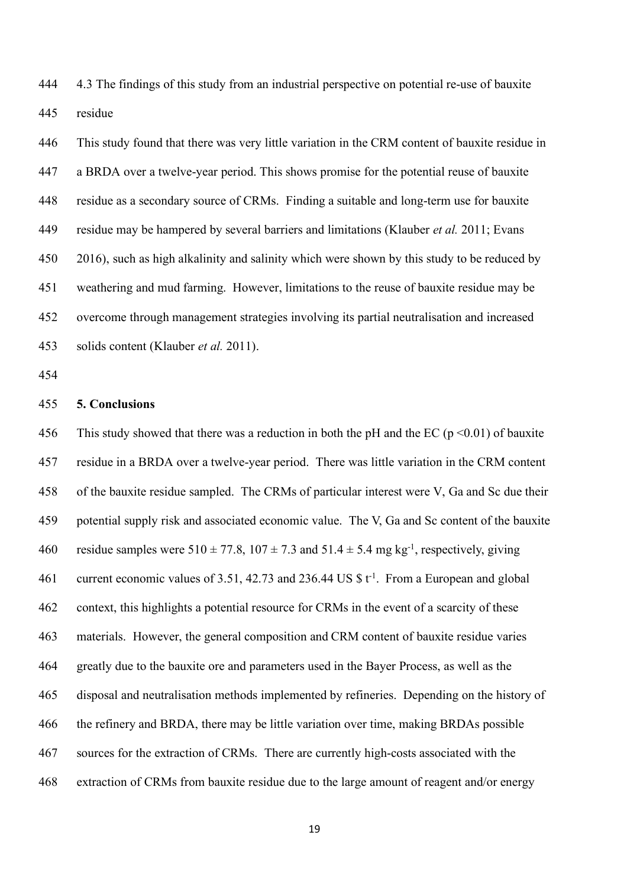### 4.3 The findings of this study from an industrial perspective on potential re-use of bauxite residue

This study found that there was very little variation in the CRM content of bauxite residue in a BRDA over a twelve-year period. This shows promise for the potential reuse of bauxite residue as a secondary source of CRMs. Finding a suitable and long-term use for bauxite residue may be hampered by several barriers and limitations (Klauber *et al.* 2011; Evans 2016), such as high alkalinity and salinity which were shown by this study to be reduced by weathering and mud farming. However, limitations to the reuse of bauxite residue may be overcome through management strategies involving its partial neutralisation and increased solids content (Klauber *et al.* 2011).

## 5. Conclusions

This study showed that there was a reduction in both the pH and the EC ($p < 0.01$) of bauxite residue in a BRDA over a twelve-year period. There was little variation in the CRM content of the bauxite residue sampled. The CRMs of particular interest were V, Ga and Sc due their potential supply risk and associated economic value. The V, Ga and Sc content of the bauxite residue samples were $510 \pm 77.8$, $107 \pm 7.3$ and $51.4 \pm 5.4$ mg kg$^{-1}$, respectively, giving current economic values of 3.51, 42.73 and 236.44 US \$ t$^{-1}$. From a European and global context, this highlights a potential resource for CRMs in the event of a scarcity of these materials. However, the general composition and CRM content of bauxite residue varies greatly due to the bauxite ore and parameters used in the Bayer Process, as well as the disposal and neutralisation methods implemented by refineries. Depending on the history of the refinery and BRDA, there may be little variation over time, making BRDAs possible sources for the extraction of CRMs. There are currently high-costs associated with the extraction of CRMs from bauxite residue due to the large amount of reagent and/or energy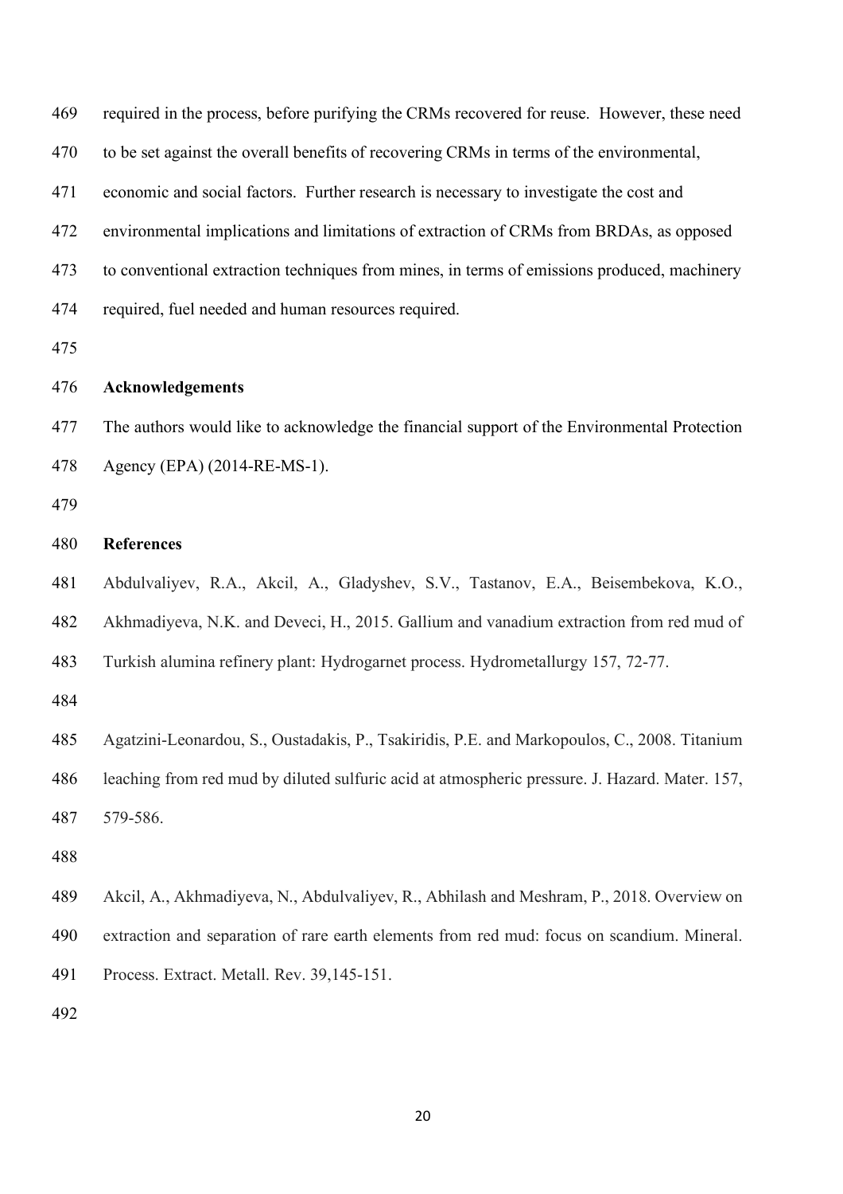required in the process, before purifying the CRMs recovered for reuse. However, these need to be set against the overall benefits of recovering CRMs in terms of the environmental, economic and social factors. Further research is necessary to investigate the cost and environmental implications and limitations of extraction of CRMs from BRDAs, as opposed to conventional extraction techniques from mines, in terms of emissions produced, machinery required, fuel needed and human resources required.

## Acknowledgements

The authors would like to acknowledge the financial support of the Environmental Protection Agency (EPA) (2014-RE-MS-1).

## References

Abdulvaliyev, R.A., Akcil, A., Gladyshev, S.V., Tastanov, E.A., Beisembekova, K.O., Akhmadiyeva, N.K. and Deveci, H., 2015. Gallium and vanadium extraction from red mud of Turkish alumina refinery plant: Hydrogarnet process. Hydrometallurgy 157, 72-77.

Agatzini-Leonardou, S., Oustadakis, P., Tsakiridis, P.E. and Markopoulos, C., 2008. Titanium leaching from red mud by diluted sulfuric acid at atmospheric pressure. J. Hazard. Mater. 157, 579-586.

Akcil, A., Akhmadiyeva, N., Abdulvaliyev, R., Abhilash and Meshram, P., 2018. Overview on extraction and separation of rare earth elements from red mud: focus on scandium. Mineral. Process. Extract. Metall. Rev. 39,145-151.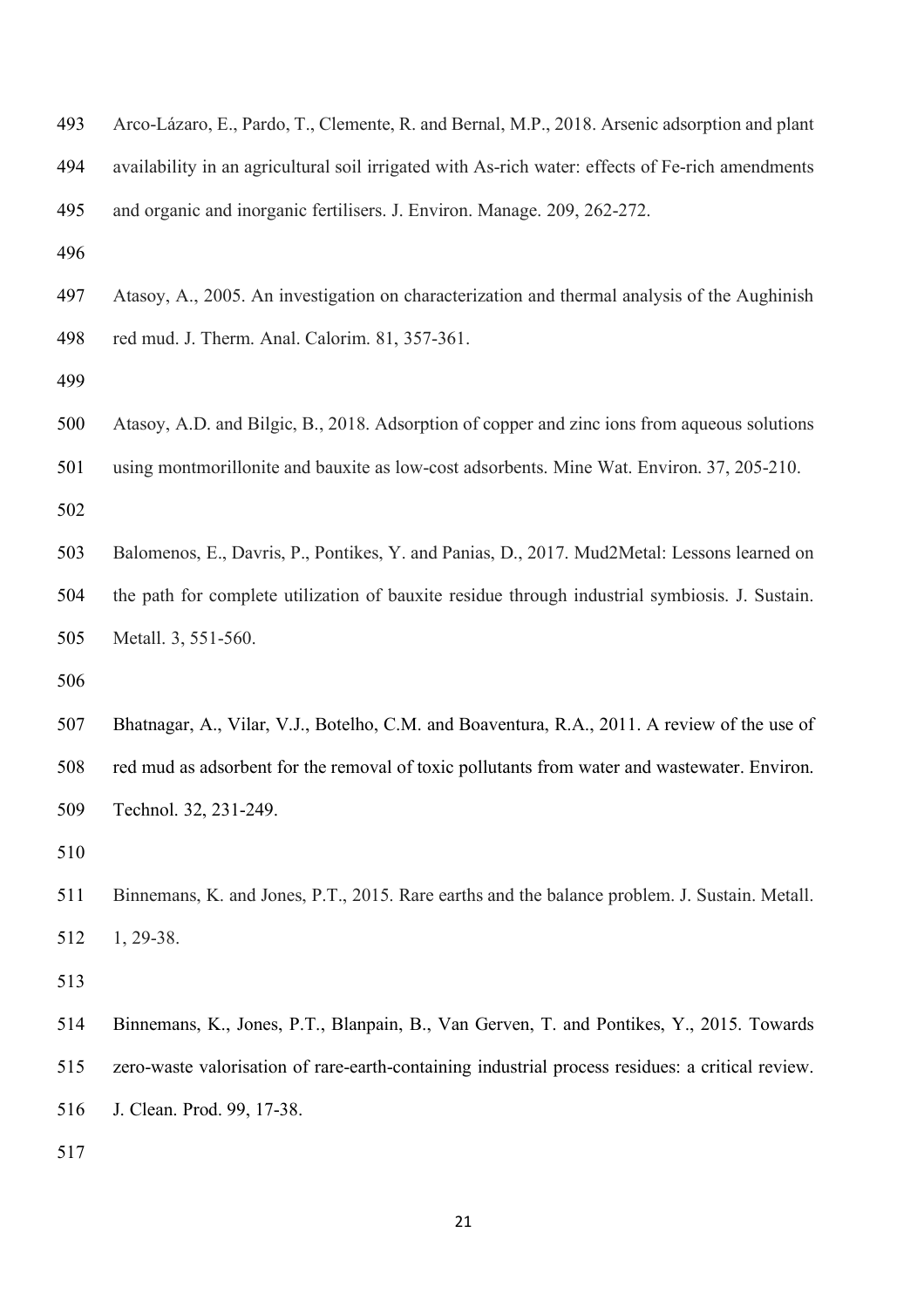Arco-Lázaro, E., Pardo, T., Clemente, R. and Bernal, M.P., 2018. Arsenic adsorption and plant availability in an agricultural soil irrigated with As-rich water: effects of Fe-rich amendments and organic and inorganic fertilisers. J. Environ. Manage. 209, 262-272.

Atasoy, A., 2005. An investigation on characterization and thermal analysis of the Aughinish red mud. J. Therm. Anal. Calorim. 81, 357-361.

Atasoy, A.D. and Bilgic, B., 2018. Adsorption of copper and zinc ions from aqueous solutions using montmorillonite and bauxite as low-cost adsorbents. Mine Wat. Environ. 37, 205-210.

Balomenos, E., Davris, P., Pontikes, Y. and Panias, D., 2017. Mud2Metal: Lessons learned on the path for complete utilization of bauxite residue through industrial symbiosis. J. Sustain. Metall. 3, 551-560.

Bhatnagar, A., Vilar, V.J., Botelho, C.M. and Boaventura, R.A., 2011. A review of the use of red mud as adsorbent for the removal of toxic pollutants from water and wastewater. Environ. Technol. 32, 231-249.

Binnemans, K. and Jones, P.T., 2015. Rare earths and the balance problem. J. Sustain. Metall. 1, 29-38.

Binnemans, K., Jones, P.T., Blanpain, B., Van Gerven, T. and Pontikes, Y., 2015. Towards zero-waste valorisation of rare-earth-containing industrial process residues: a critical review. J. Clean. Prod. 99, 17-38.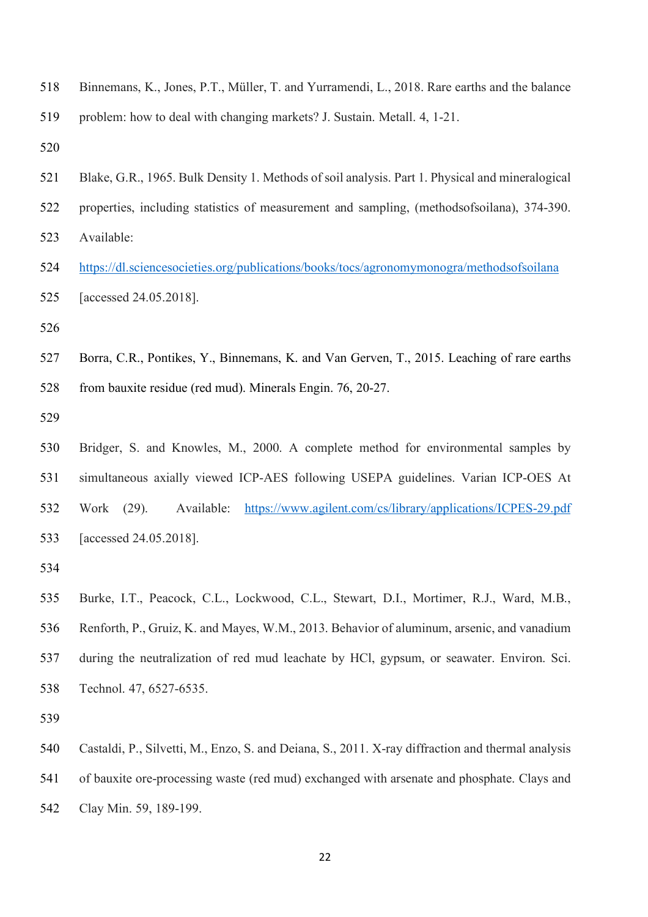Binnemans, K., Jones, P.T., Müller, T. and Yurramendi, L., 2018. Rare earths and the balance problem: how to deal with changing markets? J. Sustain. Metall. 4, 1-21.

Blake, G.R., 1965. Bulk Density 1. Methods of soil analysis. Part 1. Physical and mineralogical properties, including statistics of measurement and sampling, (methodsofsoilana), 374-390. Available: https://dl.sciencesocieties.org/publications/books/tocs/agronomymonogra/methodsofsoilana [accessed 24.05.2018].

Borra, C.R., Pontikes, Y., Binnemans, K. and Van Gerven, T., 2015. Leaching of rare earths from bauxite residue (red mud). Minerals Engin. 76, 20-27.

Bridger, S. and Knowles, M., 2000. A complete method for environmental samples by simultaneous axially viewed ICP-AES following USEPA guidelines. Varian ICP-OES At Work (29). Available: https://www.agilent.com/cs/library/applications/ICPES-29.pdf [accessed 24.05.2018].

Burke, I.T., Peacock, C.L., Lockwood, C.L., Stewart, D.I., Mortimer, R.J., Ward, M.B., Renforth, P., Gruiz, K. and Mayes, W.M., 2013. Behavior of aluminum, arsenic, and vanadium during the neutralization of red mud leachate by HCl, gypsum, or seawater. Environ. Sci. Technol. 47, 6527-6535.

Castaldi, P., Silvetti, M., Enzo, S. and Deiana, S., 2011. X-ray diffraction and thermal analysis of bauxite ore-processing waste (red mud) exchanged with arsenate and phosphate. Clays and Clay Min. 59, 189-199.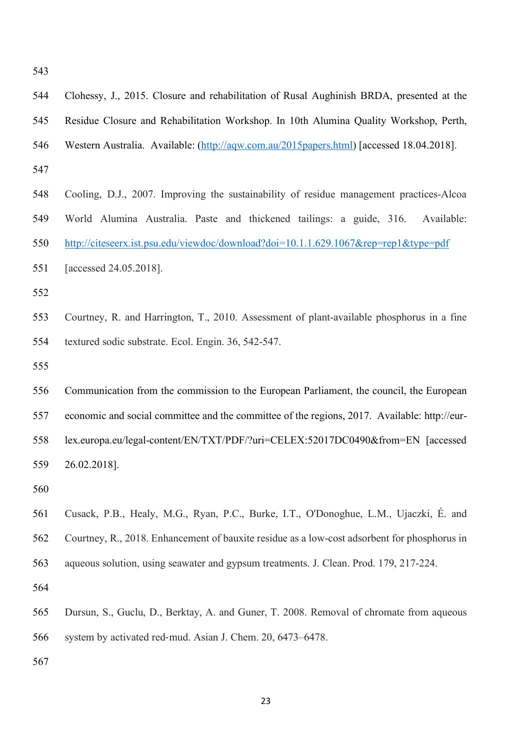Clohessy, J., 2015. Closure and rehabilitation of Rusal Aughinish BRDA, presented at the Residue Closure and Rehabilitation Workshop. In 10th Alumina Quality Workshop, Perth, Western Australia. Available: (http://aqw.com.au/2015papers.html) [accessed 18.04.2018].

Cooling, D.J., 2007. Improving the sustainability of residue management practices-Alcoa World Alumina Australia. Paste and thickened tailings: a guide, 316. Available: http://citeseerx.ist.psu.edu/viewdoc/download?doi=10.1.1.629.1067&rep=rep1&type=pdf [accessed 24.05.2018].

Courtney, R. and Harrington, T., 2010. Assessment of plant-available phosphorus in a fine textured sodic substrate. Ecol. Engin. 36, 542-547.

Communication from the commission to the European Parliament, the council, the European economic and social committee and the committee of the regions, 2017. Available: http://eur-lex.europa.eu/legal-content/EN/TXT/PDF/?uri=CELEX:52017DC0490&from=EN [accessed 26.02.2018].

Cusack, P.B., Healy, M.G., Ryan, P.C., Burke, I.T., O'Donoghue, L.M., Ujaczki, É. and Courtney, R., 2018. Enhancement of bauxite residue as a low-cost adsorbent for phosphorus in aqueous solution, using seawater and gypsum treatments. J. Clean. Prod. 179, 217-224.

Dursun, S., Guclu, D., Berktay, A. and Guner, T. 2008. Removal of chromate from aqueous system by activated red-mud. Asian J. Chem. 20, 6473–6478.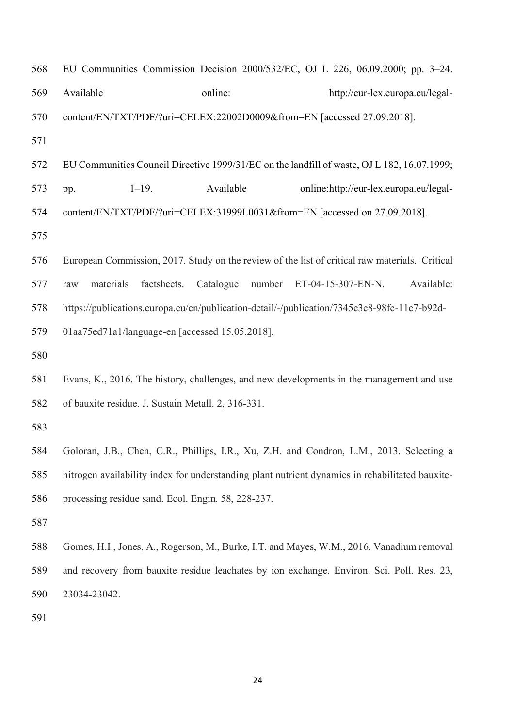EU Communities Commission Decision 2000/532/EC, OJ L 226, 06.09.2000; pp. 3–24. Available online: http://eur-lex.europa.eu/legal-content/EN/TXT/PDF/?uri=CELEX:22002D0009&from=EN [accessed 27.09.2018].

EU Communities Council Directive 1999/31/EC on the landfill of waste, OJ L 182, 16.07.1999; pp. 1–19. Available online:http://eur-lex.europa.eu/legal-content/EN/TXT/PDF/?uri=CELEX:31999L0031&from=EN [accessed on 27.09.2018].

European Commission, 2017. Study on the review of the list of critical raw materials. Critical raw materials factsheets. Catalogue number ET-04-15-307-EN-N. Available: https://publications.europa.eu/en/publication-detail/-/publication/7345e3e8-98fc-11e7-b92d-01aa75ed71a1/language-en [accessed 15.05.2018].

Evans, K., 2016. The history, challenges, and new developments in the management and use of bauxite residue. J. Sustain Metall. 2, 316-331.

Goloran, J.B., Chen, C.R., Phillips, I.R., Xu, Z.H. and Condron, L.M., 2013. Selecting a nitrogen availability index for understanding plant nutrient dynamics in rehabilitated bauxite-processing residue sand. Ecol. Engin. 58, 228-237.

Gomes, H.I., Jones, A., Rogerson, M., Burke, I.T. and Mayes, W.M., 2016. Vanadium removal and recovery from bauxite residue leachates by ion exchange. Environ. Sci. Poll. Res. 23, 23034-23042.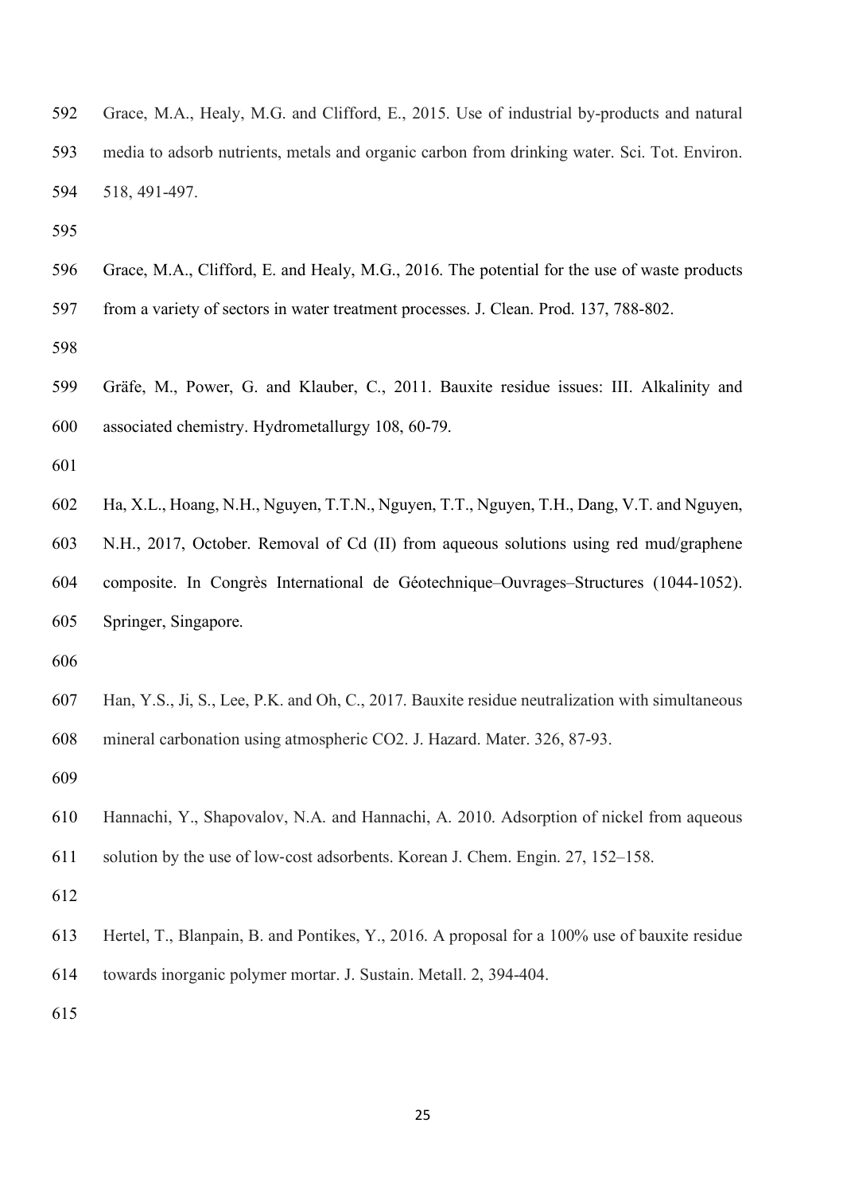Grace, M.A., Healy, M.G. and Clifford, E., 2015. Use of industrial by-products and natural media to adsorb nutrients, metals and organic carbon from drinking water. Sci. Tot. Environ. 518, 491-497.

Grace, M.A., Clifford, E. and Healy, M.G., 2016. The potential for the use of waste products from a variety of sectors in water treatment processes. J. Clean. Prod. 137, 788-802.

Gräfe, M., Power, G. and Klauber, C., 2011. Bauxite residue issues: III. Alkalinity and associated chemistry. Hydrometallurgy 108, 60-79.

Ha, X.L., Hoang, N.H., Nguyen, T.T.N., Nguyen, T.T., Nguyen, T.H., Dang, V.T. and Nguyen, N.H., 2017, October. Removal of Cd (II) from aqueous solutions using red mud/graphene composite. In Congrès International de Géotechnique–Ouvrages–Structures (1044-1052). Springer, Singapore.

Han, Y.S., Ji, S., Lee, P.K. and Oh, C., 2017. Bauxite residue neutralization with simultaneous mineral carbonation using atmospheric $CO_2$. J. Hazard. Mater. 326, 87-93.

Hannachi, Y., Shapovalov, N.A. and Hannachi, A. 2010. Adsorption of nickel from aqueous solution by the use of low-cost adsorbents. Korean J. Chem. Engin. 27, 152–158.

Hertel, T., Blanpain, B. and Pontikes, Y., 2016. A proposal for a 100% use of bauxite residue towards inorganic polymer mortar. J. Sustain. Metall. 2, 394-404.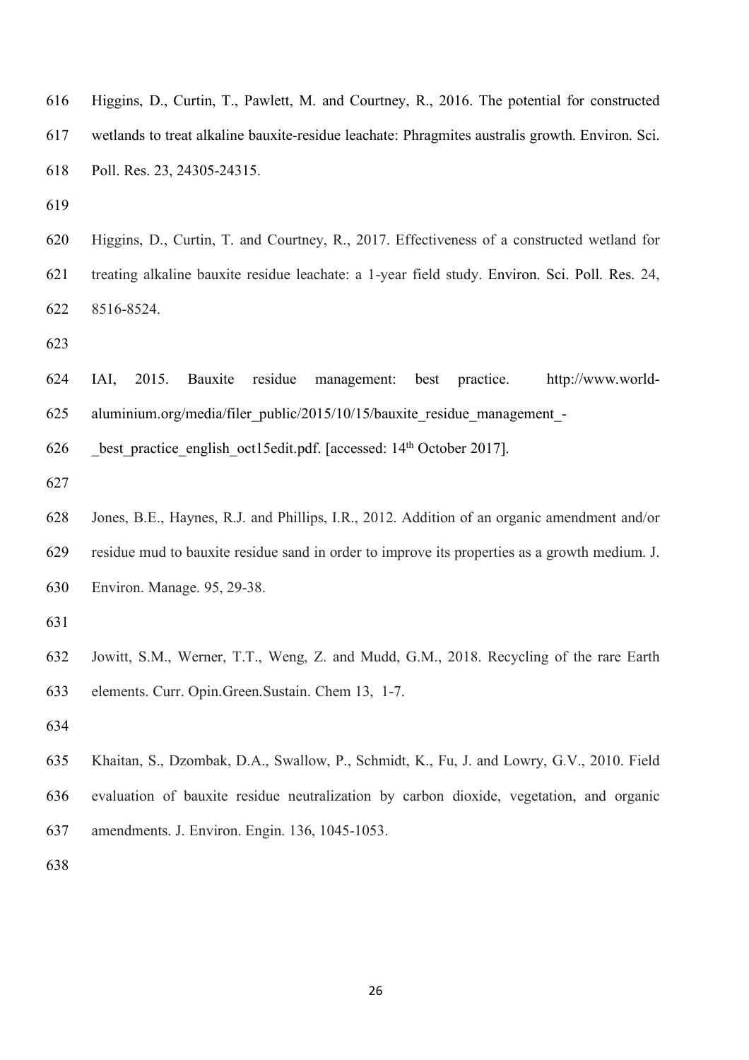Higgins, D., Curtin, T., Pawlett, M. and Courtney, R., 2016. The potential for constructed wetlands to treat alkaline bauxite-residue leachate: Phragmites australis growth. Environ. Sci. Poll. Res. 23, 24305-24315.

Higgins, D., Curtin, T. and Courtney, R., 2017. Effectiveness of a constructed wetland for treating alkaline bauxite residue leachate: a 1-year field study. Environ. Sci. Poll. Res. 24, 8516-8524.

IAI, 2015. Bauxite residue management: best practice. http://www.world-aluminium.org/media/filer_public/2015/10/15/bauxite_residue_management_-_best_practice_english_oct15edit.pdf. [accessed: 14th October 2017].

Jones, B.E., Haynes, R.J. and Phillips, I.R., 2012. Addition of an organic amendment and/or residue mud to bauxite residue sand in order to improve its properties as a growth medium. J. Environ. Manage. 95, 29-38.

Jowitt, S.M., Werner, T.T., Weng, Z. and Mudd, G.M., 2018. Recycling of the rare Earth elements. Curr. Opin.Green.Sustain. Chem 13, 1-7.

Khaitan, S., Dzombak, D.A., Swallow, P., Schmidt, K., Fu, J. and Lowry, G.V., 2010. Field evaluation of bauxite residue neutralization by carbon dioxide, vegetation, and organic amendments. J. Environ. Engin. 136, 1045-1053.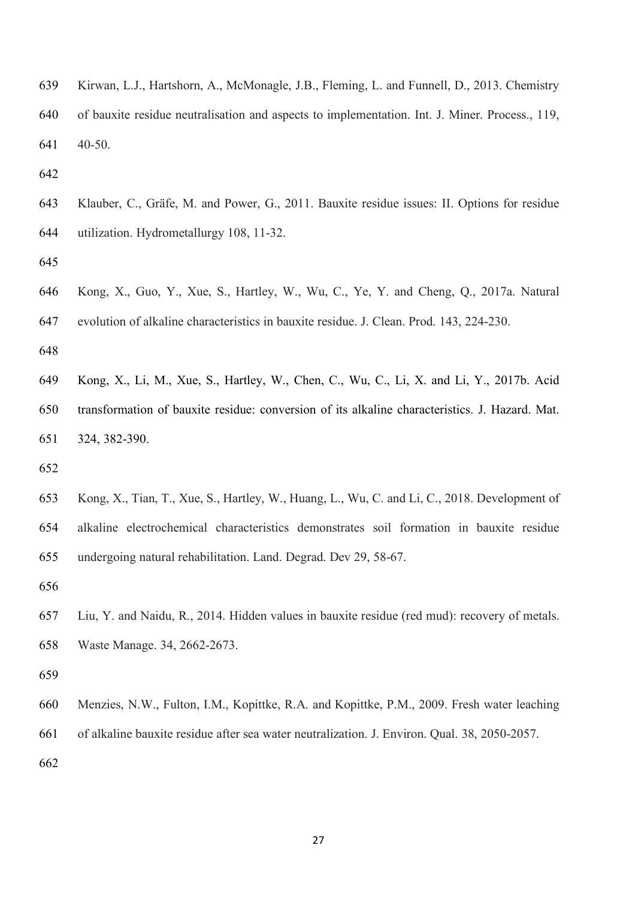Kirwan, L.J., Hartshorn, A., McMonagle, J.B., Fleming, L. and Funnell, D., 2013. Chemistry of bauxite residue neutralisation and aspects to implementation. Int. J. Miner. Process., 119, 40-50.

Klauber, C., Gräfe, M. and Power, G., 2011. Bauxite residue issues: II. Options for residue utilization. Hydrometallurgy 108, 11-32.

Kong, X., Guo, Y., Xue, S., Hartley, W., Wu, C., Ye, Y. and Cheng, Q., 2017a. Natural evolution of alkaline characteristics in bauxite residue. J. Clean. Prod. 143, 224-230.

Kong, X., Li, M., Xue, S., Hartley, W., Chen, C., Wu, C., Li, X. and Li, Y., 2017b. Acid transformation of bauxite residue: conversion of its alkaline characteristics. J. Hazard. Mat. 324, 382-390.

Kong, X., Tian, T., Xue, S., Hartley, W., Huang, L., Wu, C. and Li, C., 2018. Development of alkaline electrochemical characteristics demonstrates soil formation in bauxite residue undergoing natural rehabilitation. Land. Degrad. Dev 29, 58-67.

Liu, Y. and Naidu, R., 2014. Hidden values in bauxite residue (red mud): recovery of metals. Waste Manage. 34, 2662-2673.

Menzies, N.W., Fulton, I.M., Kopittke, R.A. and Kopittke, P.M., 2009. Fresh water leaching of alkaline bauxite residue after sea water neutralization. J. Environ. Qual. 38, 2050-2057.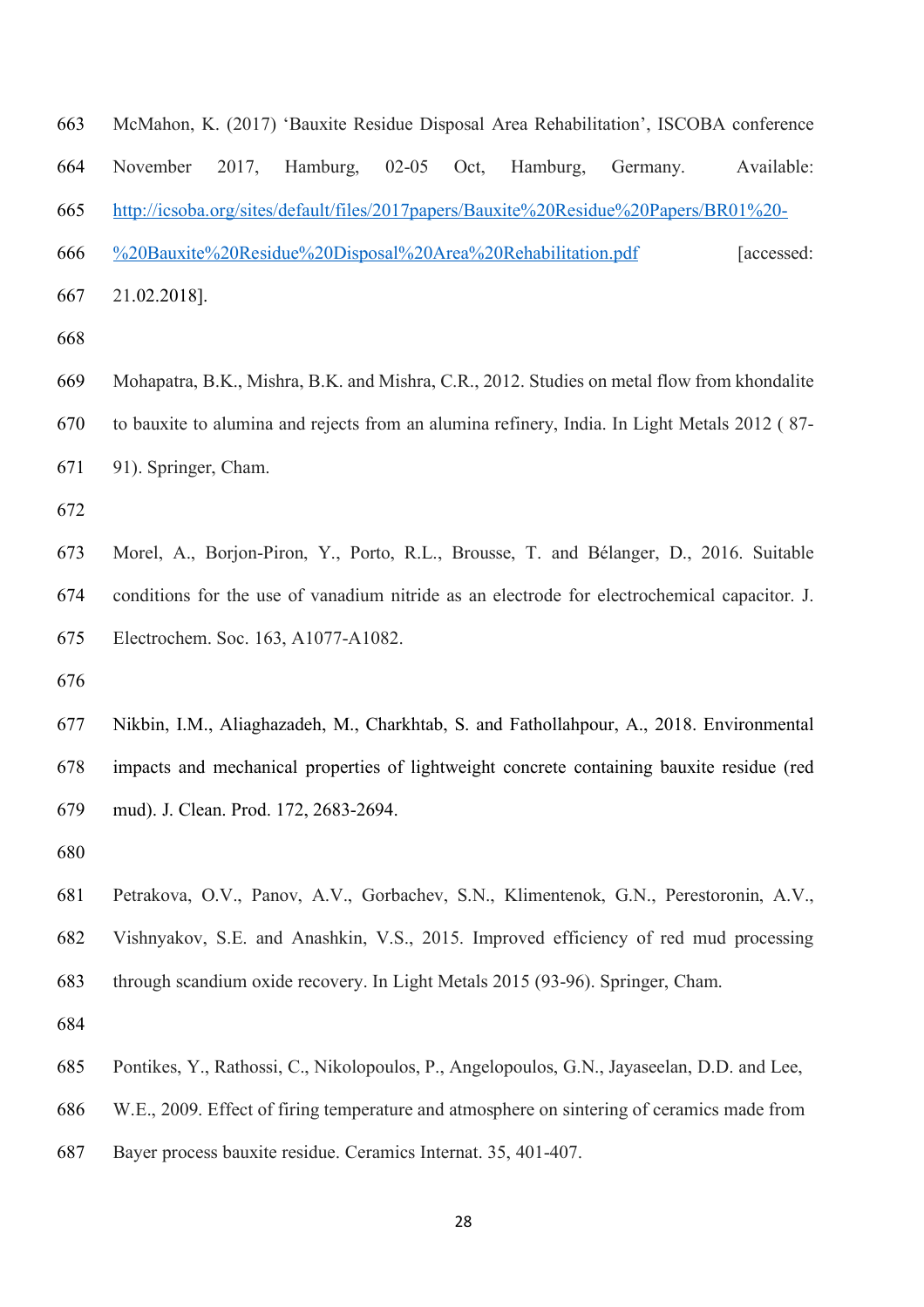McMahon, K. (2017) ‘Bauxite Residue Disposal Area Rehabilitation’, ISCOBA conference November 2017, Hamburg, 02-05 Oct, Hamburg, Germany. Available: http://icsoba.org/sites/default/files/2017papers/Bauxite%20Residue%20Papers/BR01%20-%20Bauxite%20Residue%20Disposal%20Area%20Rehabilitation.pdf [accessed: 21.02.2018].

Mohapatra, B.K., Mishra, B.K. and Mishra, C.R., 2012. Studies on metal flow from khondalite to bauxite to alumina and rejects from an alumina refinery, India. In Light Metals 2012 ( 87-91). Springer, Cham.

Morel, A., Borjon-Piron, Y., Porto, R.L., Brousse, T. and Bélanger, D., 2016. Suitable conditions for the use of vanadium nitride as an electrode for electrochemical capacitor. J. Electrochem. Soc. 163, A1077-A1082.

Nikbin, I.M., Aliaghazadeh, M., Charkhtab, S. and Fathollahpour, A., 2018. Environmental impacts and mechanical properties of lightweight concrete containing bauxite residue (red mud). J. Clean. Prod. 172, 2683-2694.

Petrakova, O.V., Panov, A.V., Gorbachev, S.N., Klimentenok, G.N., Perestoronin, A.V., Vishnyakov, S.E. and Anashkin, V.S., 2015. Improved efficiency of red mud processing through scandium oxide recovery. In Light Metals 2015 (93-96). Springer, Cham.

Pontikes, Y., Rathossi, C., Nikolopoulos, P., Angelopoulos, G.N., Jayaseelan, D.D. and Lee, W.E., 2009. Effect of firing temperature and atmosphere on sintering of ceramics made from Bayer process bauxite residue. Ceramics Internat. 35, 401-407.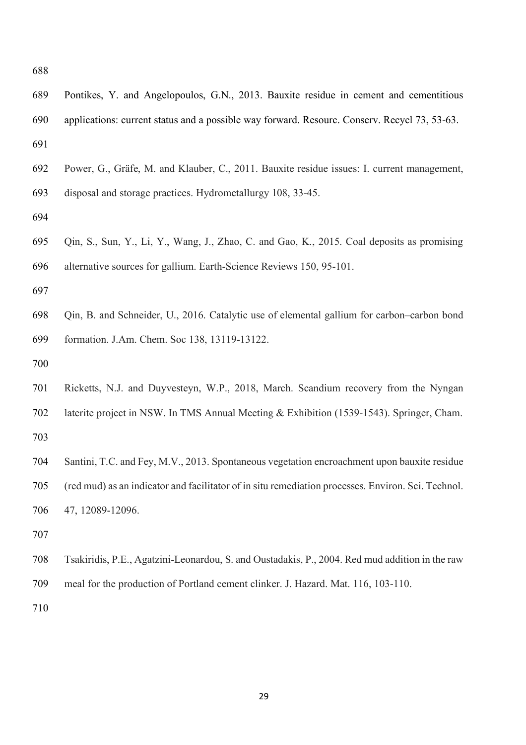Pontikes, Y. and Angelopoulos, G.N., 2013. Bauxite residue in cement and cementitious applications: current status and a possible way forward. Resourc. Conserv. Recycl 73, 53-63.

Power, G., Gräfe, M. and Klauber, C., 2011. Bauxite residue issues: I. current management, disposal and storage practices. Hydrometallurgy 108, 33-45.

Qin, S., Sun, Y., Li, Y., Wang, J., Zhao, C. and Gao, K., 2015. Coal deposits as promising alternative sources for gallium. Earth-Science Reviews 150, 95-101.

Qin, B. and Schneider, U., 2016. Catalytic use of elemental gallium for carbon–carbon bond formation. J.Am. Chem. Soc 138, 13119-13122.

Ricketts, N.J. and Duyvesteyn, W.P., 2018, March. Scandium recovery from the Nyngan laterite project in NSW. In TMS Annual Meeting & Exhibition (1539-1543). Springer, Cham.

Santini, T.C. and Fey, M.V., 2013. Spontaneous vegetation encroachment upon bauxite residue (red mud) as an indicator and facilitator of in situ remediation processes. Environ. Sci. Technol. 47, 12089-12096.

Tsakiridis, P.E., Agatzini-Leonardou, S. and Oustadakis, P., 2004. Red mud addition in the raw meal for the production of Portland cement clinker. J. Hazard. Mat. 116, 103-110.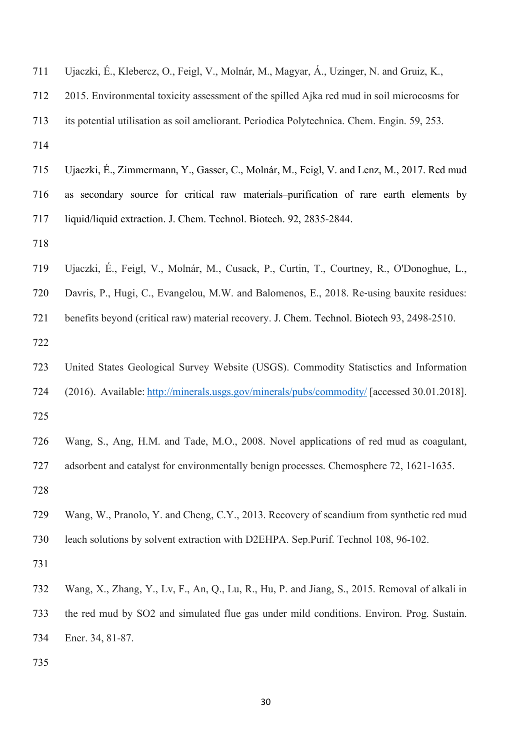Ujaczki, É., Klebercz, O., Feigl, V., Molnár, M., Magyar, Á., Uzinger, N. and Gruiz, K., 2015. Environmental toxicity assessment of the spilled Ajka red mud in soil microcosms for its potential utilisation as soil ameliorant. Periodica Polytechnica. Chem. Engin. 59, 253.

Ujaczki, É., Zimmermann, Y., Gasser, C., Molnár, M., Feigl, V. and Lenz, M., 2017. Red mud as secondary source for critical raw materials–purification of rare earth elements by liquid/liquid extraction. J. Chem. Technol. Biotech. 92, 2835-2844.

Ujaczki, É., Feigl, V., Molnár, M., Cusack, P., Curtin, T., Courtney, R., O'Donoghue, L., Davris, P., Hugi, C., Evangelou, M.W. and Balomenos, E., 2018. Re-using bauxite residues: benefits beyond (critical raw) material recovery. J. Chem. Technol. Biotech 93, 2498-2510.

United States Geological Survey Website (USGS). Commodity Statisctics and Information (2016). Available: [http://minerals.usgs.gov/minerals/pubs/commodity/](http://minerals.usgs.gov/minerals/pubs/commodity/) [accessed 30.01.2018].

Wang, S., Ang, H.M. and Tade, M.O., 2008. Novel applications of red mud as coagulant, adsorbent and catalyst for environmentally benign processes. Chemosphere 72, 1621-1635.

Wang, W., Pranolo, Y. and Cheng, C.Y., 2013. Recovery of scandium from synthetic red mud leach solutions by solvent extraction with D2EHPA. Sep.Purif. Technol 108, 96-102.

Wang, X., Zhang, Y., Lv, F., An, Q., Lu, R., Hu, P. and Jiang, S., 2015. Removal of alkali in the red mud by SO2 and simulated flue gas under mild conditions. Environ. Prog. Sustain. Ener. 34, 81-87.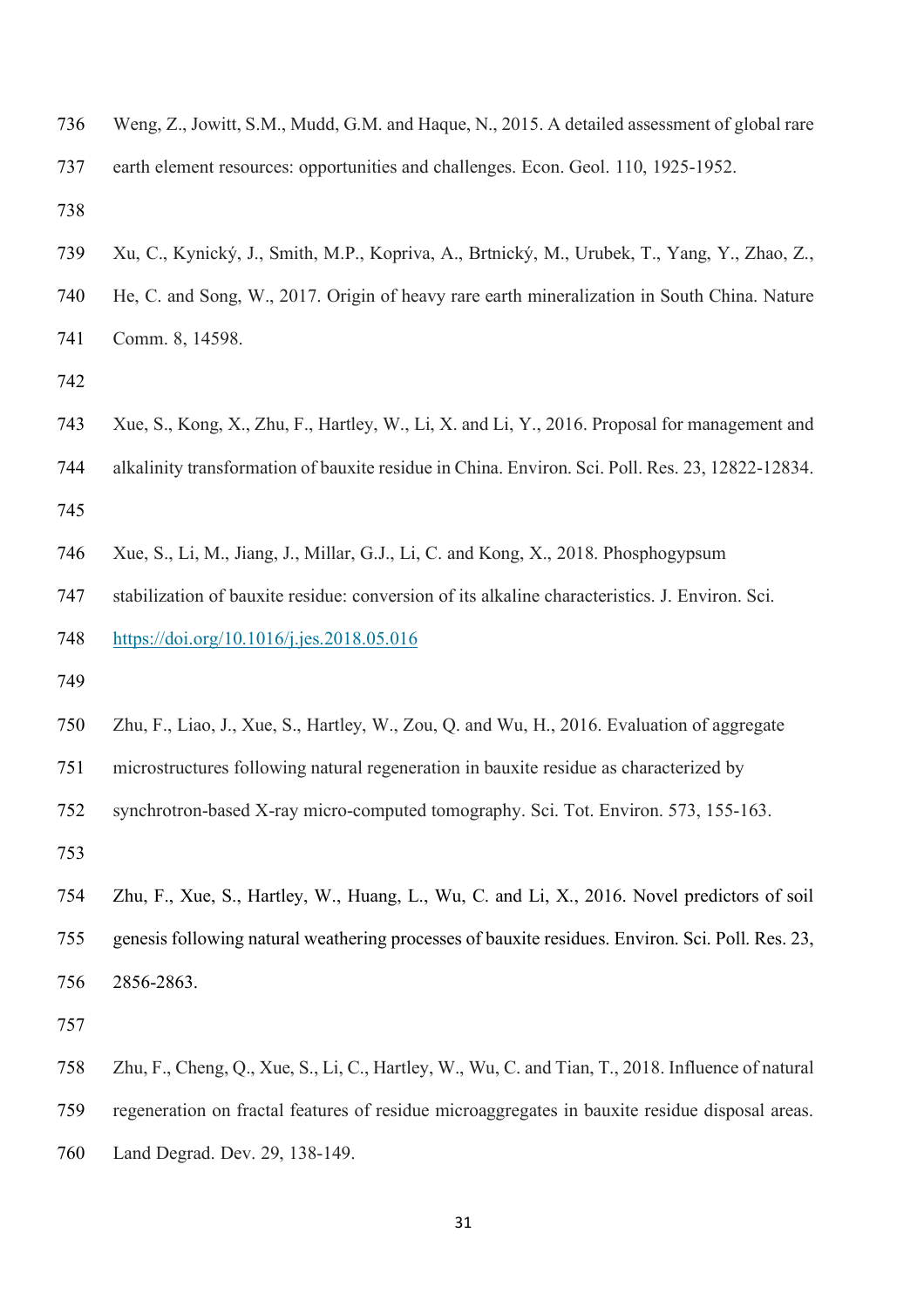Weng, Z., Jowitt, S.M., Mudd, G.M. and Haque, N., 2015. A detailed assessment of global rare earth element resources: opportunities and challenges. Econ. Geol. 110, 1925-1952.

Xu, C., Kynický, J., Smith, M.P., Kopriva, A., Brtnický, M., Urubek, T., Yang, Y., Zhao, Z., He, C. and Song, W., 2017. Origin of heavy rare earth mineralization in South China. Nature Comm. 8, 14598.

Xue, S., Kong, X., Zhu, F., Hartley, W., Li, X. and Li, Y., 2016. Proposal for management and alkalinity transformation of bauxite residue in China. Environ. Sci. Poll. Res. 23, 12822-12834.

Xue, S., Li, M., Jiang, J., Millar, G.J., Li, C. and Kong, X., 2018. Phosphogypsum stabilization of bauxite residue: conversion of its alkaline characteristics. J. Environ. Sci. https://doi.org/10.1016/j.jes.2018.05.016

Zhu, F., Liao, J., Xue, S., Hartley, W., Zou, Q. and Wu, H., 2016. Evaluation of aggregate microstructures following natural regeneration in bauxite residue as characterized by synchrotron-based X-ray micro-computed tomography. Sci. Tot. Environ. 573, 155-163.

Zhu, F., Xue, S., Hartley, W., Huang, L., Wu, C. and Li, X., 2016. Novel predictors of soil genesis following natural weathering processes of bauxite residues. Environ. Sci. Poll. Res. 23, 2856-2863.

Zhu, F., Cheng, Q., Xue, S., Li, C., Hartley, W., Wu, C. and Tian, T., 2018. Influence of natural regeneration on fractal features of residue microaggregates in bauxite residue disposal areas. Land Degrad. Dev. 29, 138-149.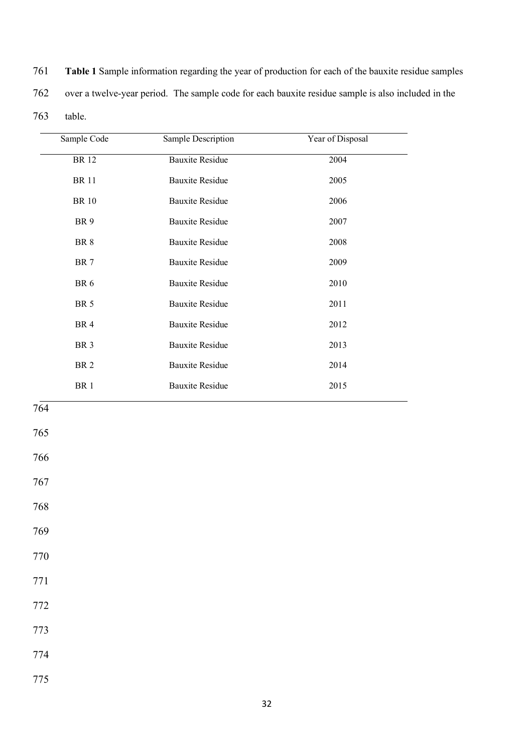**Table 1** Sample information regarding the year of production for each of the bauxite residue samples over a twelve-year period. The sample code for each bauxite residue sample is also included in the table.

| Sample Code | Sample Description | Year of Disposal |
|---|---|---|
| BR 12 | Bauxite Residue | 2004 |
| BR 11 | Bauxite Residue | 2005 |
| BR 10 | Bauxite Residue | 2006 |
| BR 9 | Bauxite Residue | 2007 |
| BR 8 | Bauxite Residue | 2008 |
| BR 7 | Bauxite Residue | 2009 |
| BR 6 | Bauxite Residue | 2010 |
| BR 5 | Bauxite Residue | 2011 |
| BR 4 | Bauxite Residue | 2012 |
| BR 3 | Bauxite Residue | 2013 |
| BR 2 | Bauxite Residue | 2014 |
| BR 1 | Bauxite Residue | 2015 |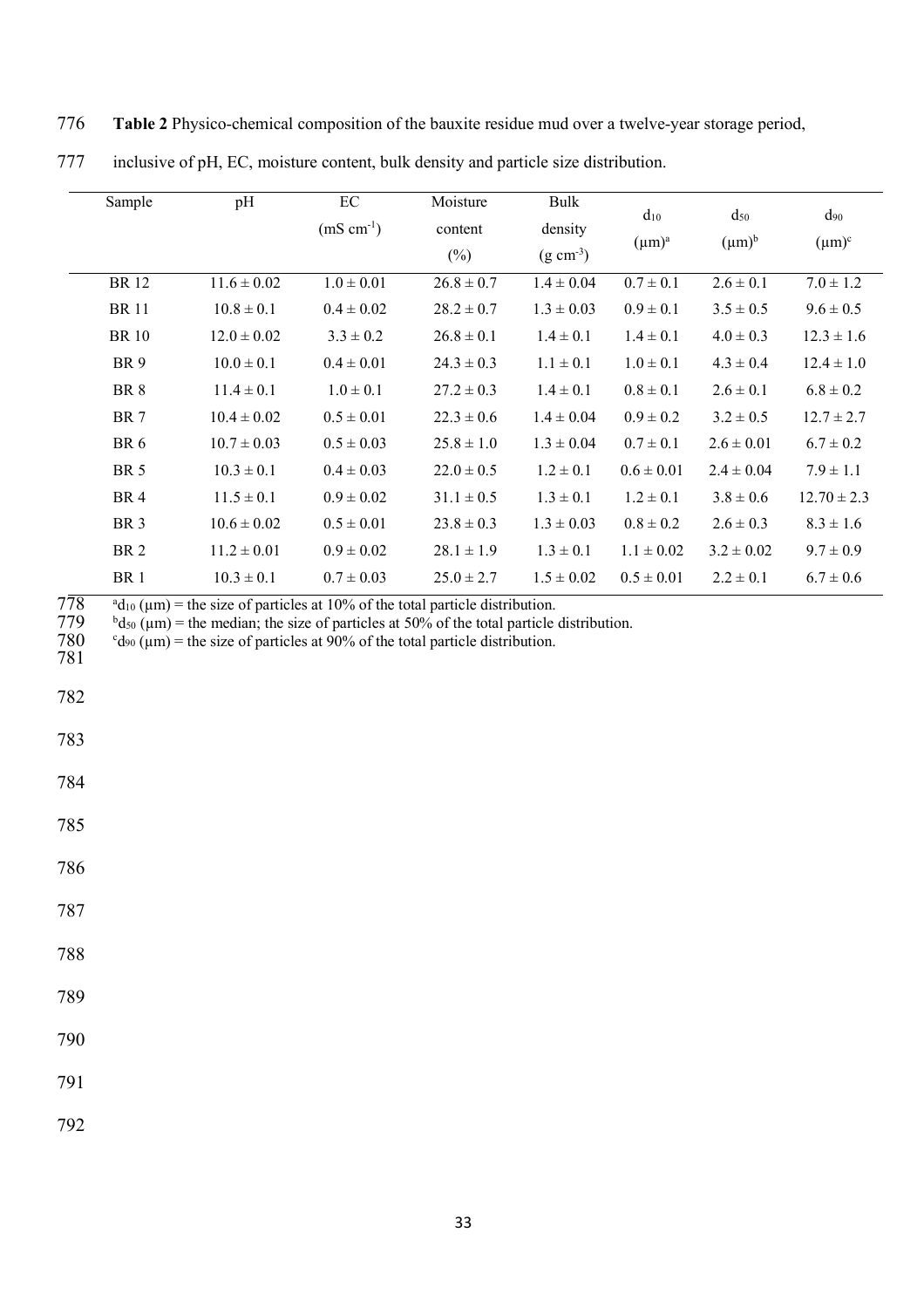**Table 2** Physico-chemical composition of the bauxite residue mud over a twelve-year storage period, inclusive of pH, EC, moisture content, bulk density and particle size distribution.

| Sample | pH | EC ($mS\ cm^{-1}$) | Moisture content (%) | Bulk density ($g\ cm^{-3}$) | $d_{10}$ ($\mu m$)[a] | $d_{50}$ ($\mu m$)[b] | $d_{90}$ ($\mu m$)[c] |
|---|---|---|---|---|---|---|---|
| BR 12 | 11.6 ± 0.02 | 1.0 ± 0.01 | 26.8 ± 0.7 | 1.4 ± 0.04 | 0.7 ± 0.1 | 2.6 ± 0.1 | 7.0 ± 1.2 |
| BR 11 | 10.8 ± 0.1 | 0.4 ± 0.02 | 28.2 ± 0.7 | 1.3 ± 0.03 | 0.9 ± 0.1 | 3.5 ± 0.5 | 9.6 ± 0.5 |
| BR 10 | 12.0 ± 0.02 | 3.3 ± 0.2 | 26.8 ± 0.1 | 1.4 ± 0.1 | 1.4 ± 0.1 | 4.0 ± 0.3 | 12.3 ± 1.6 |
| BR 9 | 10.0 ± 0.1 | 0.4 ± 0.01 | 24.3 ± 0.3 | 1.1 ± 0.1 | 1.0 ± 0.1 | 4.3 ± 0.4 | 12.4 ± 1.0 |
| BR 8 | 11.4 ± 0.1 | 1.0 ± 0.1 | 27.2 ± 0.3 | 1.4 ± 0.1 | 0.8 ± 0.1 | 2.6 ± 0.1 | 6.8 ± 0.2 |
| BR 7 | 10.4 ± 0.02 | 0.5 ± 0.01 | 22.3 ± 0.6 | 1.4 ± 0.04 | 0.9 ± 0.2 | 3.2 ± 0.5 | 12.7 ± 2.7 |
| BR 6 | 10.7 ± 0.03 | 0.5 ± 0.03 | 25.8 ± 1.0 | 1.3 ± 0.04 | 0.7 ± 0.1 | 2.6 ± 0.01 | 6.7 ± 0.2 |
| BR 5 | 10.3 ± 0.1 | 0.4 ± 0.03 | 22.0 ± 0.5 | 1.2 ± 0.1 | 0.6 ± 0.01 | 2.4 ± 0.04 | 7.9 ± 1.1 |
| BR 4 | 11.5 ± 0.1 | 0.9 ± 0.02 | 31.1 ± 0.5 | 1.3 ± 0.1 | 1.2 ± 0.1 | 3.8 ± 0.6 | 12.70 ± 2.3 |
| BR 3 | 10.6 ± 0.02 | 0.5 ± 0.01 | 23.8 ± 0.3 | 1.3 ± 0.03 | 0.8 ± 0.2 | 2.6 ± 0.3 | 8.3 ± 1.6 |
| BR 2 | 11.2 ± 0.01 | 0.9 ± 0.02 | 28.1 ± 1.9 | 1.3 ± 0.1 | 1.1 ± 0.02 | 3.2 ± 0.02 | 9.7 ± 0.9 |
| BR 1 | 10.3 ± 0.1 | 0.7 ± 0.03 | 25.0 ± 2.7 | 1.5 ± 0.02 | 0.5 ± 0.01 | 2.2 ± 0.1 | 6.7 ± 0.6 |

[a] $d_{10}$ ($\mu m$) = the size of particles at 10% of the total particle distribution.
[b] $d_{50}$ ($\mu m$) = the median; the size of particles at 50% of the total particle distribution.
[c] $d_{90}$ ($\mu m$) = the size of particles at 90% of the total particle distribution.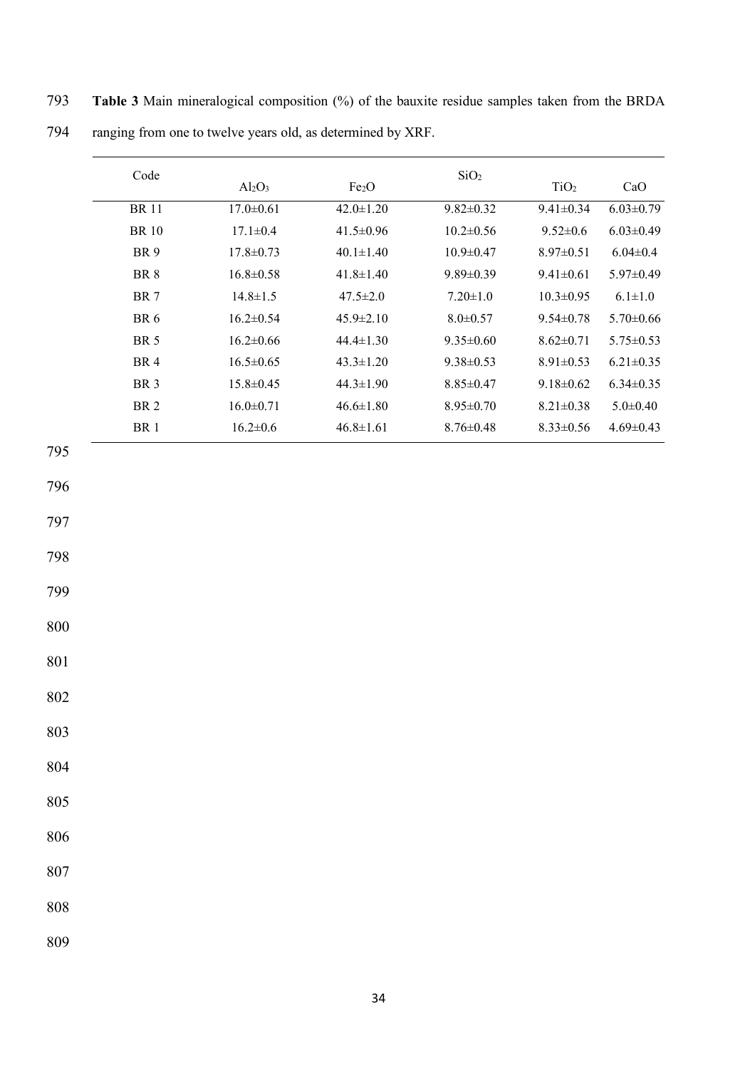**Table 3** Main mineralogical composition (%) of the bauxite residue samples taken from the BRDA ranging from one to twelve years old, as determined by XRF.

| Code | $Al_2O_3$ | $Fe_2O$ | $SiO_2$ | $TiO_2$ | CaO |
|---|---|---|---|---|---|
| BR 11 | 17.0±0.61 | 42.0±1.20 | 9.82±0.32 | 9.41±0.34 | 6.03±0.79 |
| BR 10 | 17.1±0.4 | 41.5±0.96 | 10.2±0.56 | 9.52±0.6 | 6.03±0.49 |
| BR 9 | 17.8±0.73 | 40.1±1.40 | 10.9±0.47 | 8.97±0.51 | 6.04±0.4 |
| BR 8 | 16.8±0.58 | 41.8±1.40 | 9.89±0.39 | 9.41±0.61 | 5.97±0.49 |
| BR 7 | 14.8±1.5 | 47.5±2.0 | 7.20±1.0 | 10.3±0.95 | 6.1±1.0 |
| BR 6 | 16.2±0.54 | 45.9±2.10 | 8.0±0.57 | 9.54±0.78 | 5.70±0.66 |
| BR 5 | 16.2±0.66 | 44.4±1.30 | 9.35±0.60 | 8.62±0.71 | 5.75±0.53 |
| BR 4 | 16.5±0.65 | 43.3±1.20 | 9.38±0.53 | 8.91±0.53 | 6.21±0.35 |
| BR 3 | 15.8±0.45 | 44.3±1.90 | 8.85±0.47 | 9.18±0.62 | 6.34±0.35 |
| BR 2 | 16.0±0.71 | 46.6±1.80 | 8.95±0.70 | 8.21±0.38 | 5.0±0.40 |
| BR 1 | 16.2±0.6 | 46.8±1.61 | 8.76±0.48 | 8.33±0.56 | 4.69±0.43 |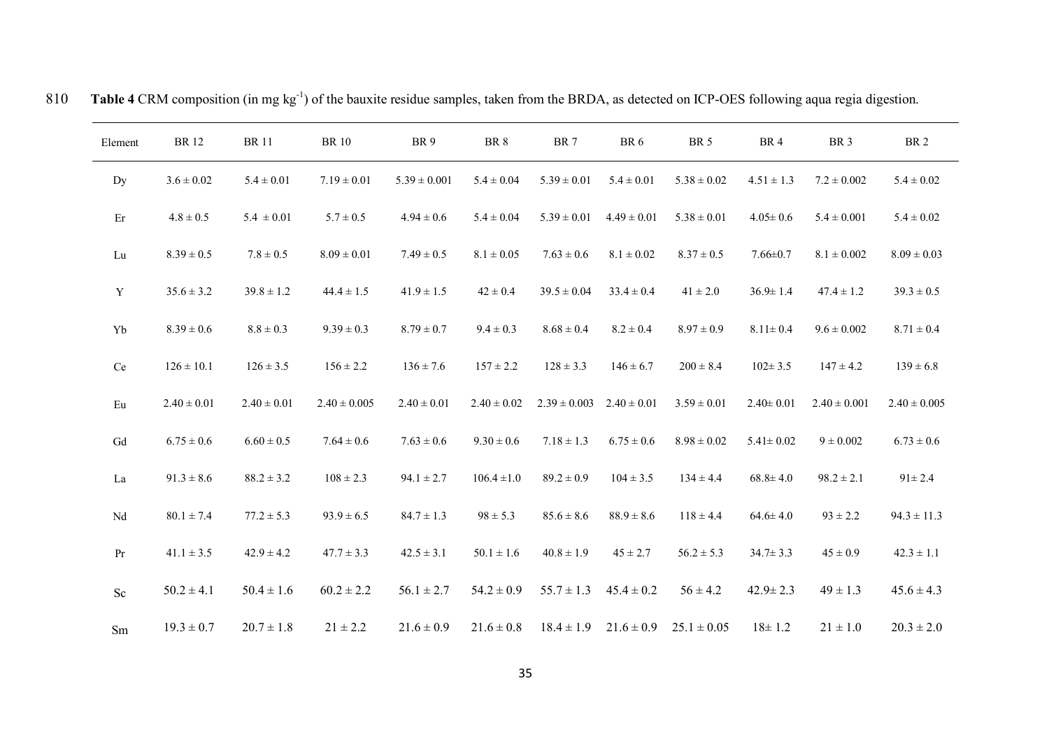**Table 4** CRM composition (in mg $kg^{-1}$) of the bauxite residue samples, taken from the BRDA, as detected on ICP-OES following aqua regia digestion.

| Element | BR 12 | BR 11 | BR 10 | BR 9 | BR 8 | BR 7 | BR 6 | BR 5 | BR 4 | BR 3 | BR 2 |
|---|---|---|---|---|---|---|---|---|---|---|---|
| Dy | 3.6 ± 0.02 | 5.4 ± 0.01 | 7.19 ± 0.01 | 5.39 ± 0.001 | 5.4 ± 0.04 | 5.39 ± 0.01 | 5.4 ± 0.01 | 5.38 ± 0.02 | 4.51 ± 1.3 | 7.2 ± 0.002 | 5.4 ± 0.02 |
| Er | 4.8 ± 0.5 | 5.4 ± 0.01 | 5.7 ± 0.5 | 4.94 ± 0.6 | 5.4 ± 0.04 | 5.39 ± 0.01 | 4.49 ± 0.01 | 5.38 ± 0.01 | 4.05± 0.6 | 5.4 ± 0.001 | 5.4 ± 0.02 |
| Lu | 8.39 ± 0.5 | 7.8 ± 0.5 | 8.09 ± 0.01 | 7.49 ± 0.5 | 8.1 ± 0.05 | 7.63 ± 0.6 | 8.1 ± 0.02 | 8.37 ± 0.5 | 7.66±0.7 | 8.1 ± 0.002 | 8.09 ± 0.03 |
| Y | 35.6 ± 3.2 | 39.8 ± 1.2 | 44.4 ± 1.5 | 41.9 ± 1.5 | 42 ± 0.4 | 39.5 ± 0.04 | 33.4 ± 0.4 | 41 ± 2.0 | 36.9± 1.4 | 47.4 ± 1.2 | 39.3 ± 0.5 |
| Yb | 8.39 ± 0.6 | 8.8 ± 0.3 | 9.39 ± 0.3 | 8.79 ± 0.7 | 9.4 ± 0.3 | 8.68 ± 0.4 | 8.2 ± 0.4 | 8.97 ± 0.9 | 8.11± 0.4 | 9.6 ± 0.002 | 8.71 ± 0.4 |
| Ce | 126 ± 10.1 | 126 ± 3.5 | 156 ± 2.2 | 136 ± 7.6 | 157 ± 2.2 | 128 ± 3.3 | 146 ± 6.7 | 200 ± 8.4 | 102± 3.5 | 147 ± 4.2 | 139 ± 6.8 |
| Eu | 2.40 ± 0.01 | 2.40 ± 0.01 | 2.40 ± 0.005 | 2.40 ± 0.01 | 2.40 ± 0.02 | 2.39 ± 0.003 | 2.40 ± 0.01 | 3.59 ± 0.01 | 2.40± 0.01 | 2.40 ± 0.001 | 2.40 ± 0.005 |
| Gd | 6.75 ± 0.6 | 6.60 ± 0.5 | 7.64 ± 0.6 | 7.63 ± 0.6 | 9.30 ± 0.6 | 7.18 ± 1.3 | 6.75 ± 0.6 | 8.98 ± 0.02 | 5.41± 0.02 | 9 ± 0.002 | 6.73 ± 0.6 |
| La | 91.3 ± 8.6 | 88.2 ± 3.2 | 108 ± 2.3 | 94.1 ± 2.7 | 106.4 ±1.0 | 89.2 ± 0.9 | 104 ± 3.5 | 134 ± 4.4 | 68.8± 4.0 | 98.2 ± 2.1 | 91± 2.4 |
| Nd | 80.1 ± 7.4 | 77.2 ± 5.3 | 93.9 ± 6.5 | 84.7 ± 1.3 | 98 ± 5.3 | 85.6 ± 8.6 | 88.9 ± 8.6 | 118 ± 4.4 | 64.6± 4.0 | 93 ± 2.2 | 94.3 ± 11.3 |
| Pr | 41.1 ± 3.5 | 42.9 ± 4.2 | 47.7 ± 3.3 | 42.5 ± 3.1 | 50.1 ± 1.6 | 40.8 ± 1.9 | 45 ± 2.7 | 56.2 ± 5.3 | 34.7± 3.3 | 45 ± 0.9 | 42.3 ± 1.1 |
| Sc | 50.2 ± 4.1 | 50.4 ± 1.6 | 60.2 ± 2.2 | 56.1 ± 2.7 | 54.2 ± 0.9 | 55.7 ± 1.3 | 45.4 ± 0.2 | 56 ± 4.2 | 42.9± 2.3 | 49 ± 1.3 | 45.6 ± 4.3 |
| Sm | 19.3 ± 0.7 | 20.7 ± 1.8 | 21 ± 2.2 | 21.6 ± 0.9 | 21.6 ± 0.8 | 18.4 ± 1.9 | 21.6 ± 0.9 | 25.1 ± 0.05 | 18± 1.2 | 21 ± 1.0 | 20.3 ± 2.0 |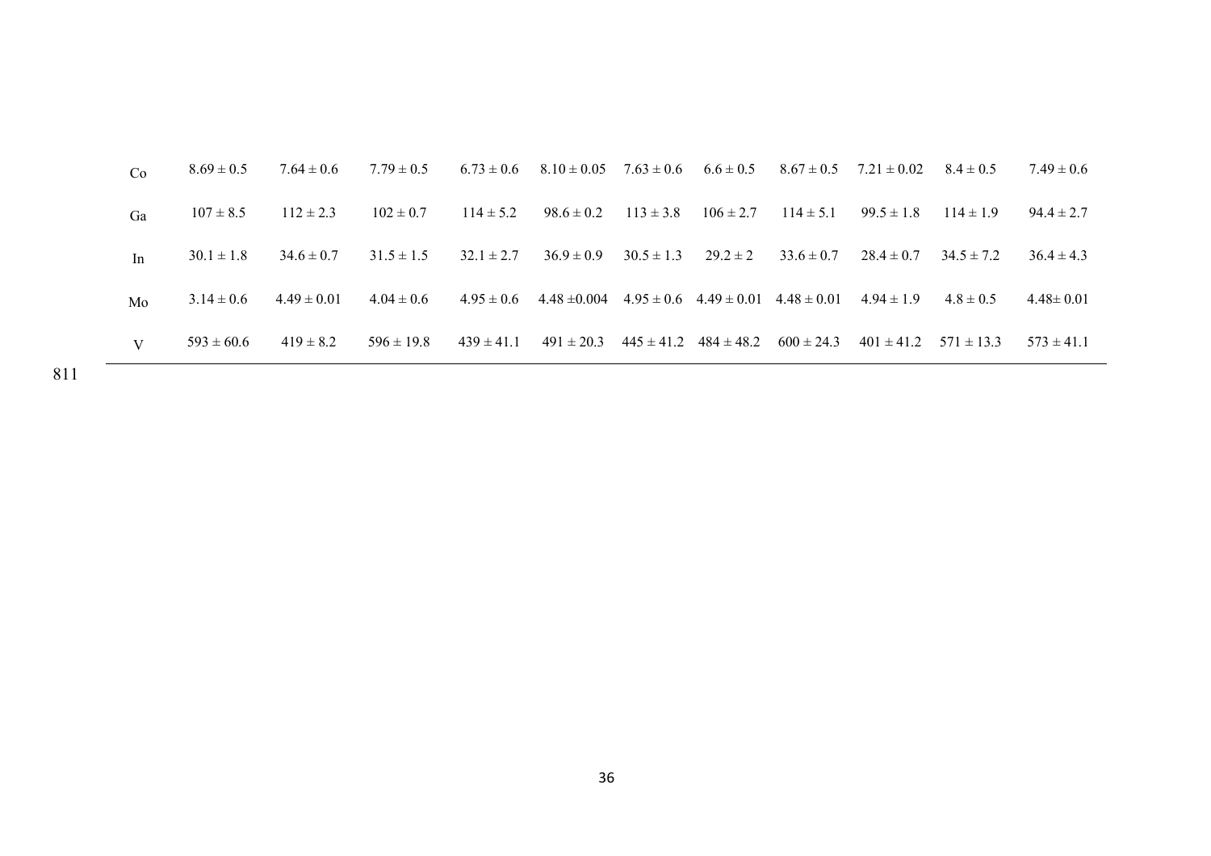| | | | | | | | | | | | |
|---|---|---|---|---|---|---|---|---|---|---|---|
| Co | 8.69 ± 0.5 | 7.64 ± 0.6 | 7.79 ± 0.5 | 6.73 ± 0.6 | 8.10 ± 0.05 | 7.63 ± 0.6 | 6.6 ± 0.5 | 8.67 ± 0.5 | 7.21 ± 0.02 | 8.4 ± 0.5 | 7.49 ± 0.6 |
| Ga | 107 ± 8.5 | 112 ± 2.3 | 102 ± 0.7 | 114 ± 5.2 | 98.6 ± 0.2 | 113 ± 3.8 | 106 ± 2.7 | 114 ± 5.1 | 99.5 ± 1.8 | 114 ± 1.9 | 94.4 ± 2.7 |
| In | 30.1 ± 1.8 | 34.6 ± 0.7 | 31.5 ± 1.5 | 32.1 ± 2.7 | 36.9 ± 0.9 | 30.5 ± 1.3 | 29.2 ± 2 | 33.6 ± 0.7 | 28.4 ± 0.7 | 34.5 ± 7.2 | 36.4 ± 4.3 |
| Mo | 3.14 ± 0.6 | 4.49 ± 0.01 | 4.04 ± 0.6 | 4.95 ± 0.6 | 4.48 ±0.004 | 4.95 ± 0.6 | 4.49 ± 0.01 | 4.48 ± 0.01 | 4.94 ± 1.9 | 4.8 ± 0.5 | 4.48± 0.01 |
| V | 593 ± 60.6 | 419 ± 8.2 | 596 ± 19.8 | 439 ± 41.1 | 491 ± 20.3 | 445 ± 41.2 | 484 ± 48.2 | 600 ± 24.3 | 401 ± 41.2 | 571 ± 13.3 | 573 ± 41.1 |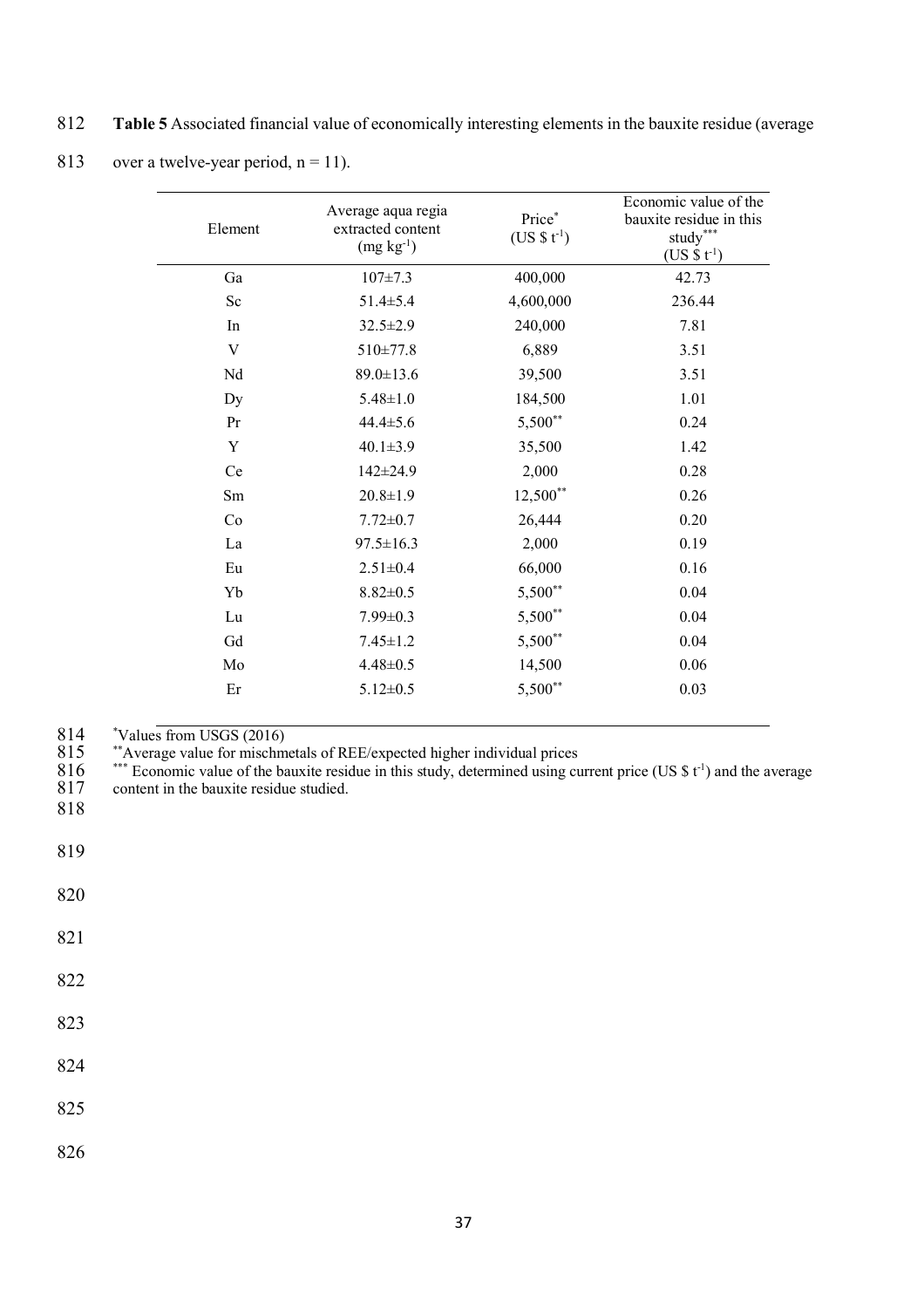**Table 5** Associated financial value of economically interesting elements in the bauxite residue (average over a twelve-year period, n = 11).

| Element | Average aqua regia extracted content (mg $kg^{-1}$) | Price* (US \$ $t^{-1}$) | Economic value of the bauxite residue in this study*** (US \$ $t^{-1}$) |
|---|---|---|---|
| Ga | 107±7.3 | 400,000 | 42.73 |
| Sc | 51.4±5.4 | 4,600,000 | 236.44 |
| In | 32.5±2.9 | 240,000 | 7.81 |
| V | 510±77.8 | 6,889 | 3.51 |
| Nd | 89.0±13.6 | 39,500 | 3.51 |
| Dy | 5.48±1.0 | 184,500 | 1.01 |
| Pr | 44.4±5.6 | 5,500** | 0.24 |
| Y | 40.1±3.9 | 35,500 | 1.42 |
| Ce | 142±24.9 | 2,000 | 0.28 |
| Sm | 20.8±1.9 | 12,500** | 0.26 |
| Co | 7.72±0.7 | 26,444 | 0.20 |
| La | 97.5±16.3 | 2,000 | 0.19 |
| Eu | 2.51±0.4 | 66,000 | 0.16 |
| Yb | 8.82±0.5 | 5,500** | 0.04 |
| Lu | 7.99±0.3 | 5,500** | 0.04 |
| Gd | 7.45±1.2 | 5,500** | 0.04 |
| Mo | 4.48±0.5 | 14,500 | 0.06 |
| Er | 5.12±0.5 | 5,500** | 0.03 |

*Values from USGS (2016)

**Average value for mischmetals of REE/expected higher individual prices

*** Economic value of the bauxite residue in this study, determined using current price (US \$ $t^{-1}$) and the average content in the bauxite residue studied.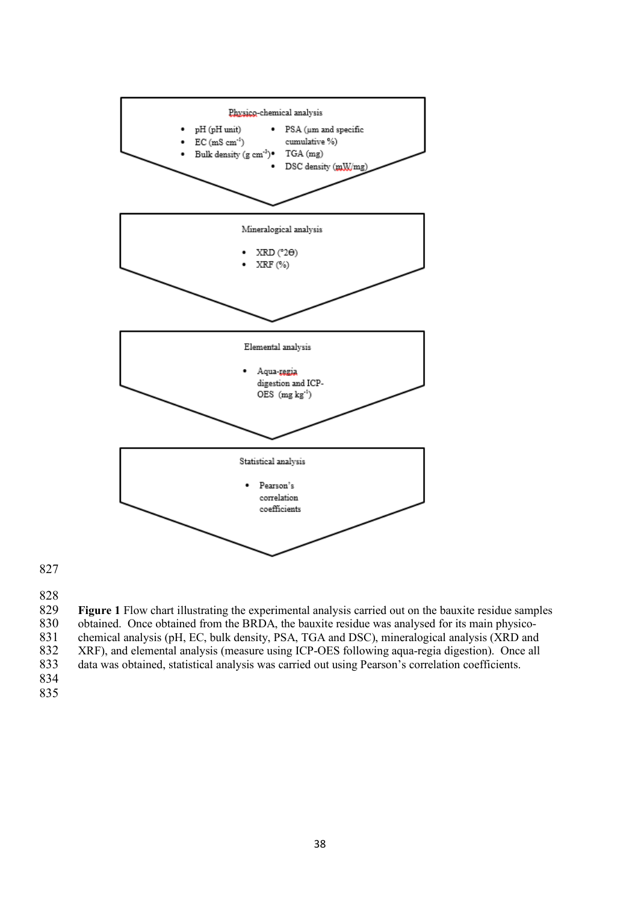Physico-chemical analysis

- pH (pH unit)
- EC (mS cm$^{-1}$)
- Bulk density (g cm$^{-3}$)
- PSA (μm and specific cumulative %)
- TGA (mg)
- DSC density (mW/mg)

Mineralogical analysis

- XRD (°2Θ)
- XRF (%)

Elemental analysis

- Aqua-regia digestion and ICP-OES (mg kg$^{-1}$)

Statistical analysis

- Pearson's correlation coefficients

**Figure 1** Flow chart illustrating the experimental analysis carried out on the bauxite residue samples obtained. Once obtained from the BRDA, the bauxite residue was analysed for its main physico-chemical analysis (pH, EC, bulk density, PSA, TGA and DSC), mineralogical analysis (XRD and XRF), and elemental analysis (measure using ICP-OES following aqua-regia digestion). Once all data was obtained, statistical analysis was carried out using Pearson's correlation coefficients.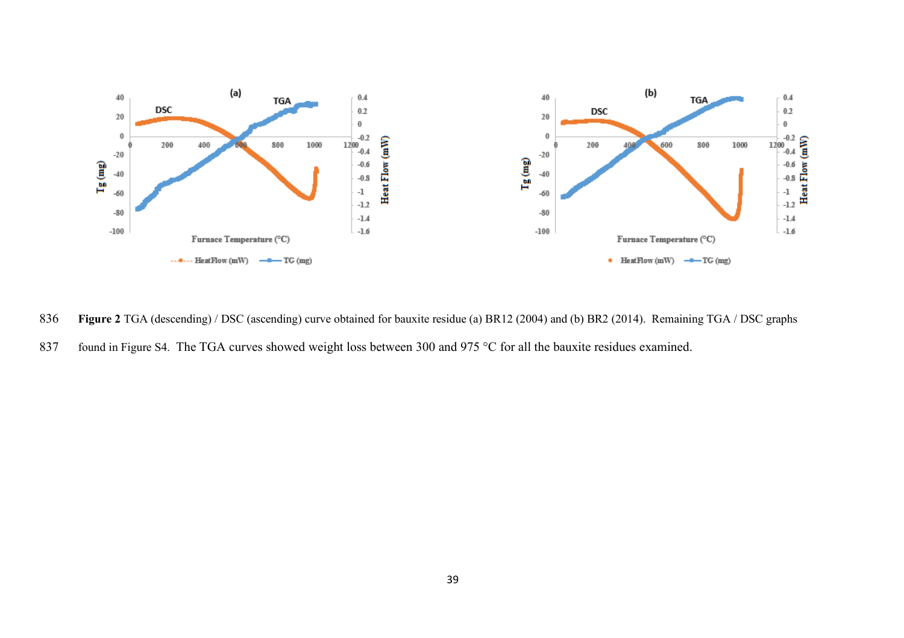(a)

TGA

DSC

40
20
0
-20
-40
-60
-80
-100

Tg (mg)

0 200 400 600 800 1000 1200

0.4
0.2
0
-0.2
-0.4
-0.6
-0.8
-1
-1.2
-1.4
-1.6

Heat Flow (mW)

Furnace Temperature (°C)

HeatFlow (mW) TG (mg)

(b)

TGA

DSC

40
20
0
-20
-40
-60
-80
-100

Tg (mg)

0 200 400 600 800 1000 1200

0.4
0.2
0
-0.2
-0.4
-0.6
-0.8
-1
-1.2
-1.4
-1.6

Heat Flow (mW)

Furnace Temperature (°C)

HeatFlow (mW) TG (mg)

**Figure 2** TGA (descending) / DSC (ascending) curve obtained for bauxite residue (a) BR12 (2004) and (b) BR2 (2014). Remaining TGA / DSC graphs found in Figure S4. The TGA curves showed weight loss between 300 and 975 °C for all the bauxite residues examined.